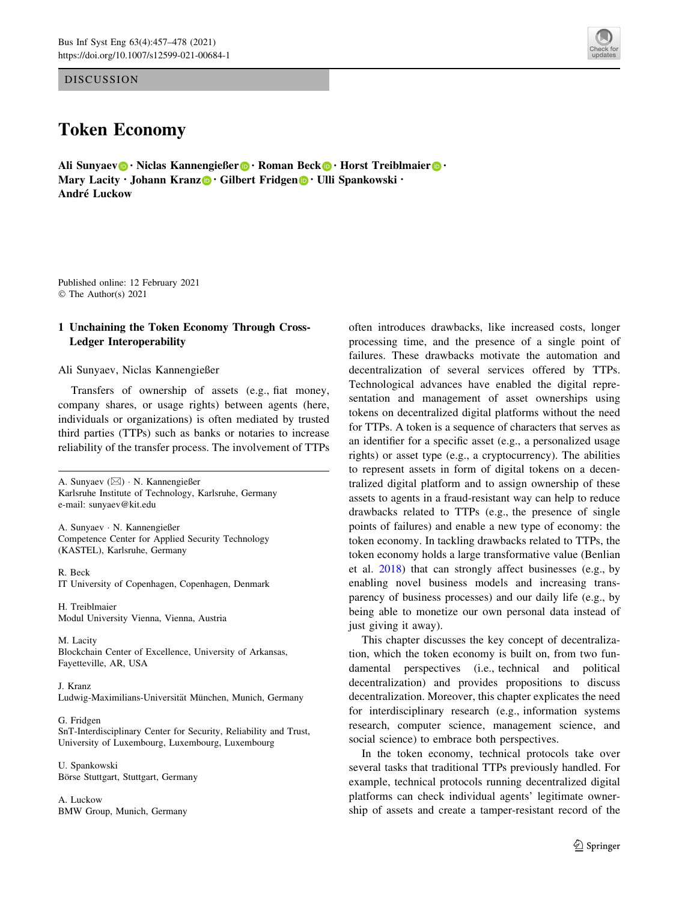DISCUSSION

# Token Economy

**Ali Sunyaev · Niclas Kannengießer · Roman Beck · Horst Treiblmaier · Mary Lacity · Johann Kranz · Gilbert Fridgen · Ulli Spankowski · André Luckow**

Published online: 12 February 2021
© The Author(s) 2021

A. Sunyaev (✉) · N. Kannengießer
Karlsruhe Institute of Technology, Karlsruhe, Germany
e-mail: sunyaev@kit.edu

A. Sunyaev · N. Kannengießer
Competence Center for Applied Security Technology (KASTEL), Karlsruhe, Germany

R. Beck
IT University of Copenhagen, Copenhagen, Denmark

H. Treiblmaier
Modul University Vienna, Vienna, Austria

M. Lacity
Blockchain Center of Excellence, University of Arkansas, Fayetteville, AR, USA

J. Kranz
Ludwig-Maximilians-Universität München, Munich, Germany

G. Fridgen
SnT-Interdisciplinary Center for Security, Reliability and Trust, University of Luxembourg, Luxembourg, Luxembourg

U. Spankowski
Börse Stuttgart, Stuttgart, Germany

A. Luckow
BMW Group, Munich, Germany

## 1 Unchaining the Token Economy Through Cross-Ledger Interoperability

Ali Sunyaev, Niclas Kannengießer

Transfers of ownership of assets (e.g., fiat money, company shares, or usage rights) between agents (here, individuals or organizations) is often mediated by trusted third parties (TTPs) such as banks or notaries to increase reliability of the transfer process. The involvement of TTPs often introduces drawbacks, like increased costs, longer processing time, and the presence of a single point of failures. These drawbacks motivate the automation and decentralization of several services offered by TTPs. Technological advances have enabled the digital representation and management of asset ownerships using tokens on decentralized digital platforms without the need for TTPs. A token is a sequence of characters that serves as an identifier for a specific asset (e.g., a personalized usage rights) or asset type (e.g., a cryptocurrency). The abilities to represent assets in form of digital tokens on a decentralized digital platform and to assign ownership of these assets to agents in a fraud-resistant way can help to reduce drawbacks related to TTPs (e.g., the presence of single points of failures) and enable a new type of economy: the token economy. In tackling drawbacks related to TTPs, the token economy holds a large transformative value (Benlian et al. 2018) that can strongly affect businesses (e.g., by enabling novel business models and increasing transparency of business processes) and our daily life (e.g., by being able to monetize our own personal data instead of just giving it away).

This chapter discusses the key concept of decentralization, which the token economy is built on, from two fundamental perspectives (i.e., technical and political decentralization) and provides propositions to discuss decentralization. Moreover, this chapter explicates the need for interdisciplinary research (e.g., information systems research, computer science, management science, and social science) to embrace both perspectives.

In the token economy, technical protocols take over several tasks that traditional TTPs previously handled. For example, technical protocols running decentralized digital platforms can check individual agents' legitimate ownership of assets and create a tamper-resistant record of the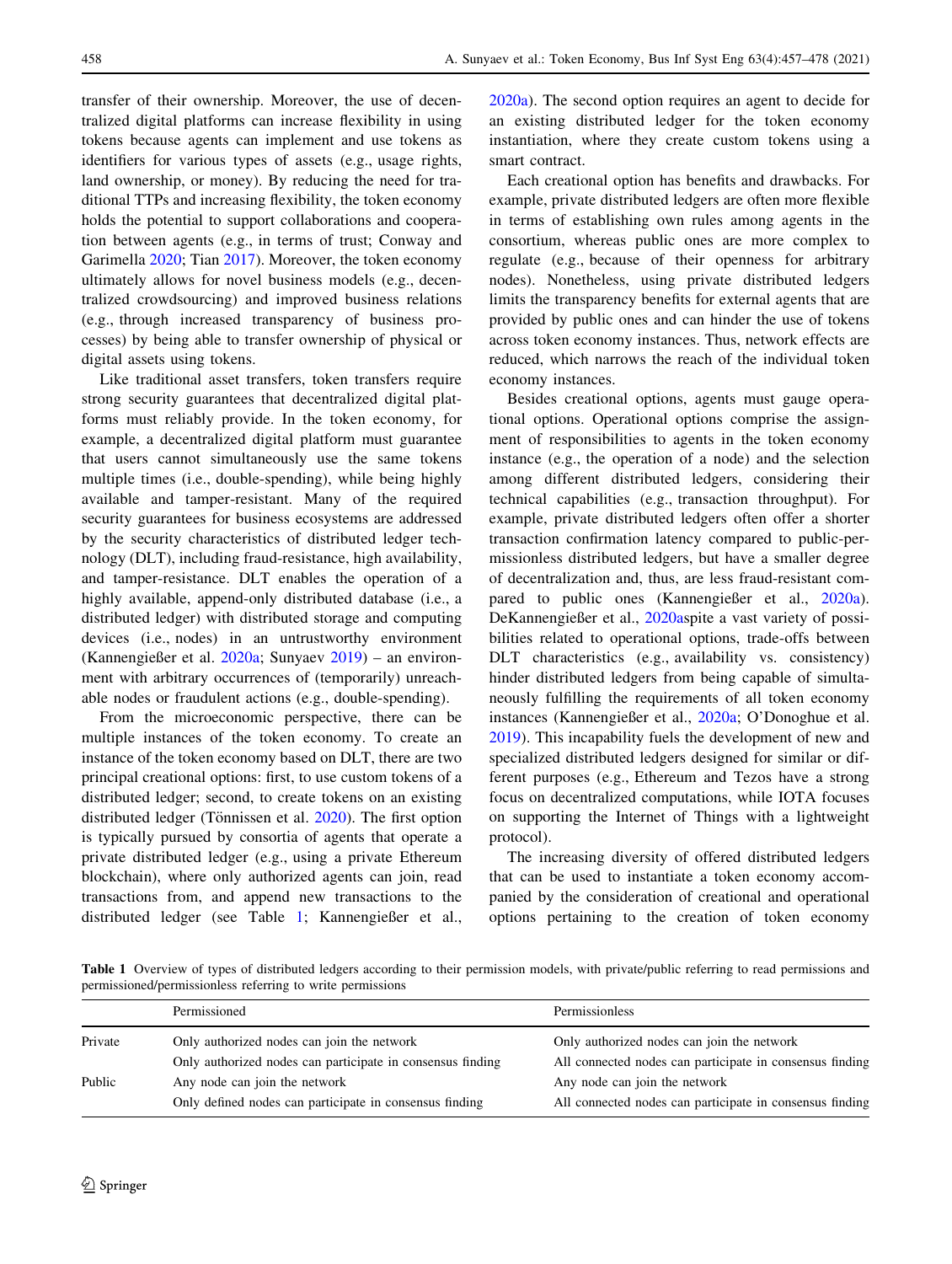transfer of their ownership. Moreover, the use of decentralized digital platforms can increase flexibility in using tokens because agents can implement and use tokens as identifiers for various types of assets (e.g., usage rights, land ownership, or money). By reducing the need for traditional TTPs and increasing flexibility, the token economy holds the potential to support collaborations and cooperation between agents (e.g., in terms of trust; Conway and Garimella 2020; Tian 2017). Moreover, the token economy ultimately allows for novel business models (e.g., decentralized crowdsourcing) and improved business relations (e.g., through increased transparency of business processes) by being able to transfer ownership of physical or digital assets using tokens.

Like traditional asset transfers, token transfers require strong security guarantees that decentralized digital platforms must reliably provide. In the token economy, for example, a decentralized digital platform must guarantee that users cannot simultaneously use the same tokens multiple times (i.e., double-spending), while being highly available and tamper-resistant. Many of the required security guarantees for business ecosystems are addressed by the security characteristics of distributed ledger technology (DLT), including fraud-resistance, high availability, and tamper-resistance. DLT enables the operation of a highly available, append-only distributed database (i.e., a distributed ledger) with distributed storage and computing devices (i.e., nodes) in an untrustworthy environment (Kannengießer et al. 2020a; Sunyaev 2019) – an environment with arbitrary occurrences of (temporarily) unreachable nodes or fraudulent actions (e.g., double-spending).

From the microeconomic perspective, there can be multiple instances of the token economy. To create an instance of the token economy based on DLT, there are two principal creational options: first, to use custom tokens of a distributed ledger; second, to create tokens on an existing distributed ledger (Tönnissen et al. 2020). The first option is typically pursued by consortia of agents that operate a private distributed ledger (e.g., using a private Ethereum blockchain), where only authorized agents can join, read transactions from, and append new transactions to the distributed ledger (see Table 1; Kannengießer et al., 2020a). The second option requires an agent to decide for an existing distributed ledger for the token economy instantiation, where they create custom tokens using a smart contract.

Each creational option has benefits and drawbacks. For example, private distributed ledgers are often more flexible in terms of establishing own rules among agents in the consortium, whereas public ones are more complex to regulate (e.g., because of their openness for arbitrary nodes). Nonetheless, using private distributed ledgers limits the transparency benefits for external agents that are provided by public ones and can hinder the use of tokens across token economy instances. Thus, network effects are reduced, which narrows the reach of the individual token economy instances.

Besides creational options, agents must gauge operational options. Operational options comprise the assignment of responsibilities to agents in the token economy instance (e.g., the operation of a node) and the selection among different distributed ledgers, considering their technical capabilities (e.g., transaction throughput). For example, private distributed ledgers often offer a shorter transaction confirmation latency compared to public-permissionless distributed ledgers, but have a smaller degree of decentralization and, thus, are less fraud-resistant compared to public ones (Kannengießer et al., 2020a). DeKannengießer et al., 2020aspite a vast variety of possibilities related to operational options, trade-offs between DLT characteristics (e.g., availability vs. consistency) hinder distributed ledgers from being capable of simultaneously fulfilling the requirements of all token economy instances (Kannengießer et al., 2020a; O'Donoghue et al. 2019). This incapability fuels the development of new and specialized distributed ledgers designed for similar or different purposes (e.g., Ethereum and Tezos have a strong focus on decentralized computations, while IOTA focuses on supporting the Internet of Things with a lightweight protocol).

The increasing diversity of offered distributed ledgers that can be used to instantiate a token economy accompanied by the consideration of creational and operational options pertaining to the creation of token economy

**Table 1** Overview of types of distributed ledgers according to their permission models, with private/public referring to read permissions and permissioned/permissionless referring to write permissions

| | Permissioned | Permissionless |
|---|---|---|
| Private | Only authorized nodes can join the network | Only authorized nodes can join the network |
| | Only authorized nodes can participate in consensus finding | All connected nodes can participate in consensus finding |
| Public | Any node can join the network | Any node can join the network |
| | Only defined nodes can participate in consensus finding | All connected nodes can participate in consensus finding |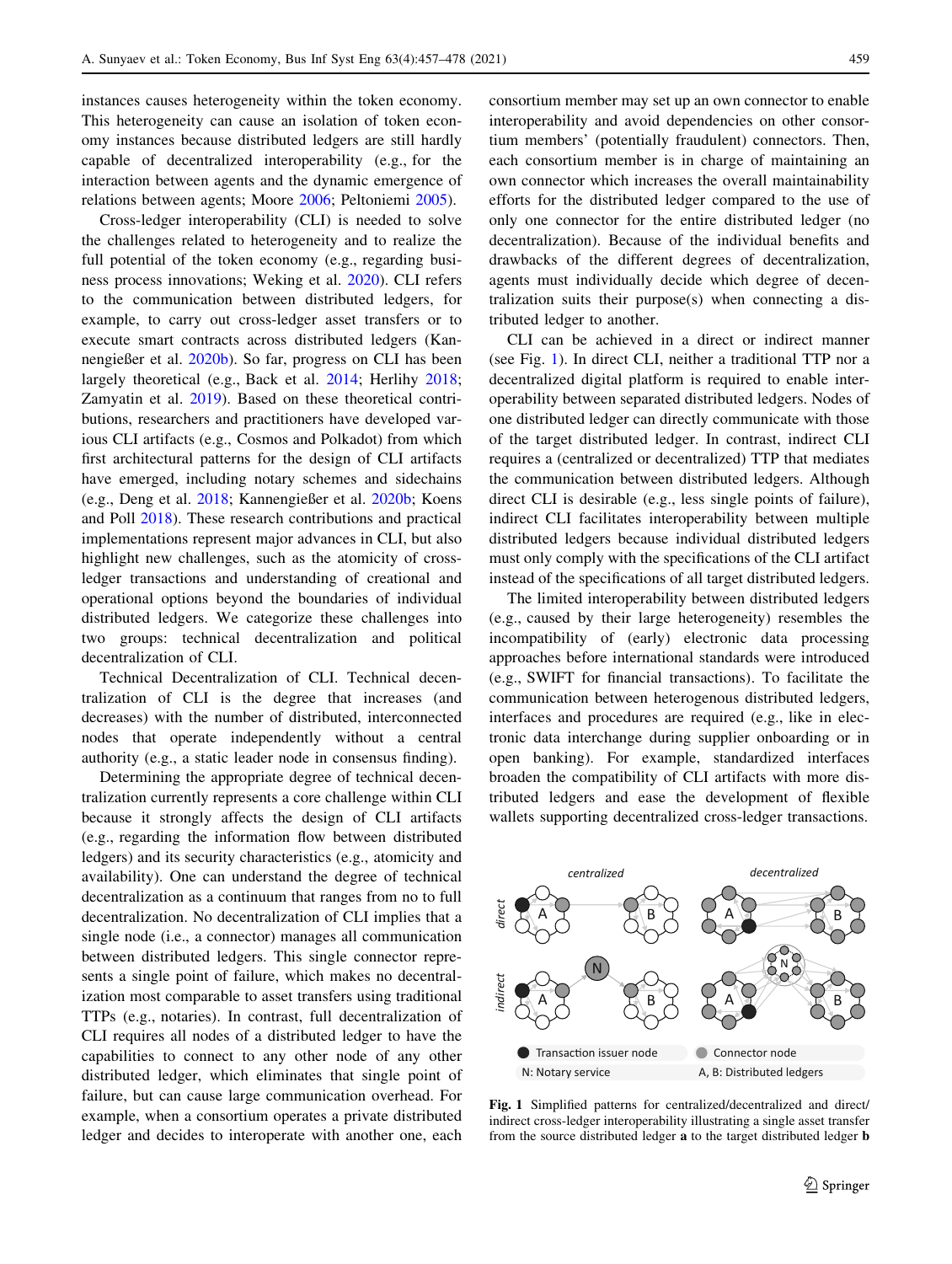instances causes heterogeneity within the token economy. This heterogeneity can cause an isolation of token economy instances because distributed ledgers are still hardly capable of decentralized interoperability (e.g., for the interaction between agents and the dynamic emergence of relations between agents; Moore 2006; Peltoniemi 2005).

Cross-ledger interoperability (CLI) is needed to solve the challenges related to heterogeneity and to realize the full potential of the token economy (e.g., regarding business process innovations; Weking et al. 2020). CLI refers to the communication between distributed ledgers, for example, to carry out cross-ledger asset transfers or to execute smart contracts across distributed ledgers (Kannengießer et al. 2020b). So far, progress on CLI has been largely theoretical (e.g., Back et al. 2014; Herlihy 2018; Zamyatin et al. 2019). Based on these theoretical contributions, researchers and practitioners have developed various CLI artifacts (e.g., Cosmos and Polkadot) from which first architectural patterns for the design of CLI artifacts have emerged, including notary schemes and sidechains (e.g., Deng et al. 2018; Kannengießer et al. 2020b; Koens and Poll 2018). These research contributions and practical implementations represent major advances in CLI, but also highlight new challenges, such as the atomicity of cross-ledger transactions and understanding of creational and operational options beyond the boundaries of individual distributed ledgers. We categorize these challenges into two groups: technical decentralization and political decentralization of CLI.

*Technical Decentralization of CLI.* Technical decentralization of CLI is the degree that increases (and decreases) with the number of distributed, interconnected nodes that operate independently without a central authority (e.g., a static leader node in consensus finding).

Determining the appropriate degree of technical decentralization currently represents a core challenge within CLI because it strongly affects the design of CLI artifacts (e.g., regarding the information flow between distributed ledgers) and its security characteristics (e.g., atomicity and availability). One can understand the degree of technical decentralization as a continuum that ranges from no to full decentralization. No decentralization of CLI implies that a single node (i.e., a connector) manages all communication between distributed ledgers. This single connector represents a single point of failure, which makes no decentralization most comparable to asset transfers using traditional TTPs (e.g., notaries). In contrast, full decentralization of CLI requires all nodes of a distributed ledger to have the capabilities to connect to any other node of any other distributed ledger, which eliminates that single point of failure, but can cause large communication overhead. For example, when a consortium operates a private distributed ledger and decides to interoperate with another one, each consortium member may set up an own connector to enable interoperability and avoid dependencies on other consortium members' (potentially fraudulent) connectors. Then, each consortium member is in charge of maintaining an own connector which increases the overall maintainability efforts for the distributed ledger compared to the use of only one connector for the entire distributed ledger (no decentralization). Because of the individual benefits and drawbacks of the different degrees of decentralization, agents must individually decide which degree of decentralization suits their purpose(s) when connecting a distributed ledger to another.

CLI can be achieved in a direct or indirect manner (see Fig. 1). In direct CLI, neither a traditional TTP nor a decentralized digital platform is required to enable interoperability between separated distributed ledgers. Nodes of one distributed ledger can directly communicate with those of the target distributed ledger. In contrast, indirect CLI requires a (centralized or decentralized) TTP that mediates the communication between distributed ledgers. Although direct CLI is desirable (e.g., less single points of failure), indirect CLI facilitates interoperability between multiple distributed ledgers because individual distributed ledgers must only comply with the specifications of the CLI artifact instead of the specifications of all target distributed ledgers.

The limited interoperability between distributed ledgers (e.g., caused by their large heterogeneity) resembles the incompatibility of (early) electronic data processing approaches before international standards were introduced (e.g., SWIFT for financial transactions). To facilitate the communication between heterogenous distributed ledgers, interfaces and procedures are required (e.g., like in electronic data interchange during supplier onboarding or in open banking). For example, standardized interfaces broaden the compatibility of CLI artifacts with more distributed ledgers and ease the development of flexible wallets supporting decentralized cross-ledger transactions.

**Fig. 1** Simplified patterns for centralized/decentralized and direct/indirect cross-ledger interoperability illustrating a single asset transfer from the source distributed ledger **a** to the target distributed ledger **b**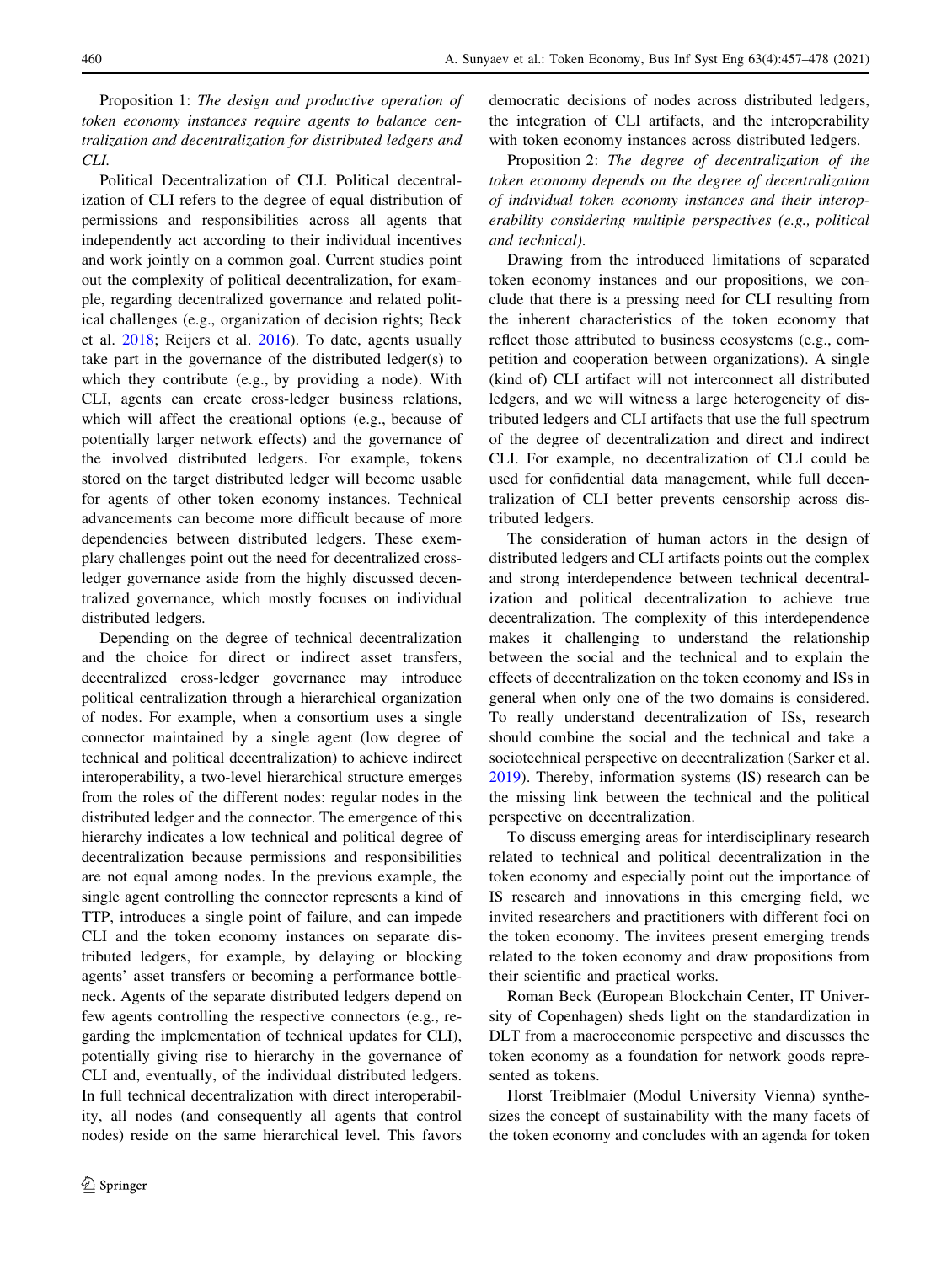Proposition 1: *The design and productive operation of token economy instances require agents to balance centralization and decentralization for distributed ledgers and CLI.*

Political Decentralization of CLI. Political decentralization of CLI refers to the degree of equal distribution of permissions and responsibilities across all agents that independently act according to their individual incentives and work jointly on a common goal. Current studies point out the complexity of political decentralization, for example, regarding decentralized governance and related political challenges (e.g., organization of decision rights; Beck et al. 2018; Reijers et al. 2016). To date, agents usually take part in the governance of the distributed ledger(s) to which they contribute (e.g., by providing a node). With CLI, agents can create cross-ledger business relations, which will affect the creational options (e.g., because of potentially larger network effects) and the governance of the involved distributed ledgers. For example, tokens stored on the target distributed ledger will become usable for agents of other token economy instances. Technical advancements can become more difficult because of more dependencies between distributed ledgers. These exemplary challenges point out the need for decentralized cross-ledger governance aside from the highly discussed decentralized governance, which mostly focuses on individual distributed ledgers.

Depending on the degree of technical decentralization and the choice for direct or indirect asset transfers, decentralized cross-ledger governance may introduce political centralization through a hierarchical organization of nodes. For example, when a consortium uses a single connector maintained by a single agent (low degree of technical and political decentralization) to achieve indirect interoperability, a two-level hierarchical structure emerges from the roles of the different nodes: regular nodes in the distributed ledger and the connector. The emergence of this hierarchy indicates a low technical and political degree of decentralization because permissions and responsibilities are not equal among nodes. In the previous example, the single agent controlling the connector represents a kind of TTP, introduces a single point of failure, and can impede CLI and the token economy instances on separate distributed ledgers, for example, by delaying or blocking agents' asset transfers or becoming a performance bottleneck. Agents of the separate distributed ledgers depend on few agents controlling the respective connectors (e.g., regarding the implementation of technical updates for CLI), potentially giving rise to hierarchy in the governance of CLI and, eventually, of the individual distributed ledgers. In full technical decentralization with direct interoperability, all nodes (and consequently all agents that control nodes) reside on the same hierarchical level. This favors democratic decisions of nodes across distributed ledgers, the integration of CLI artifacts, and the interoperability with token economy instances across distributed ledgers.

Proposition 2: *The degree of decentralization of the token economy depends on the degree of decentralization of individual token economy instances and their interoperability considering multiple perspectives (e.g., political and technical).*

Drawing from the introduced limitations of separated token economy instances and our propositions, we conclude that there is a pressing need for CLI resulting from the inherent characteristics of the token economy that reflect those attributed to business ecosystems (e.g., competition and cooperation between organizations). A single (kind of) CLI artifact will not interconnect all distributed ledgers, and we will witness a large heterogeneity of distributed ledgers and CLI artifacts that use the full spectrum of the degree of decentralization and direct and indirect CLI. For example, no decentralization of CLI could be used for confidential data management, while full decentralization of CLI better prevents censorship across distributed ledgers.

The consideration of human actors in the design of distributed ledgers and CLI artifacts points out the complex and strong interdependence between technical decentralization and political decentralization to achieve true decentralization. The complexity of this interdependence makes it challenging to understand the relationship between the social and the technical and to explain the effects of decentralization on the token economy and ISs in general when only one of the two domains is considered. To really understand decentralization of ISs, research should combine the social and the technical and take a sociotechnical perspective on decentralization (Sarker et al. 2019). Thereby, information systems (IS) research can be the missing link between the technical and the political perspective on decentralization.

To discuss emerging areas for interdisciplinary research related to technical and political decentralization in the token economy and especially point out the importance of IS research and innovations in this emerging field, we invited researchers and practitioners with different foci on the token economy. The invitees present emerging trends related to the token economy and draw propositions from their scientific and practical works.

Roman Beck (European Blockchain Center, IT University of Copenhagen) sheds light on the standardization in DLT from a macroeconomic perspective and discusses the token economy as a foundation for network goods represented as tokens.

Horst Treiblmaier (Modul University Vienna) synthesizes the concept of sustainability with the many facets of the token economy and concludes with an agenda for token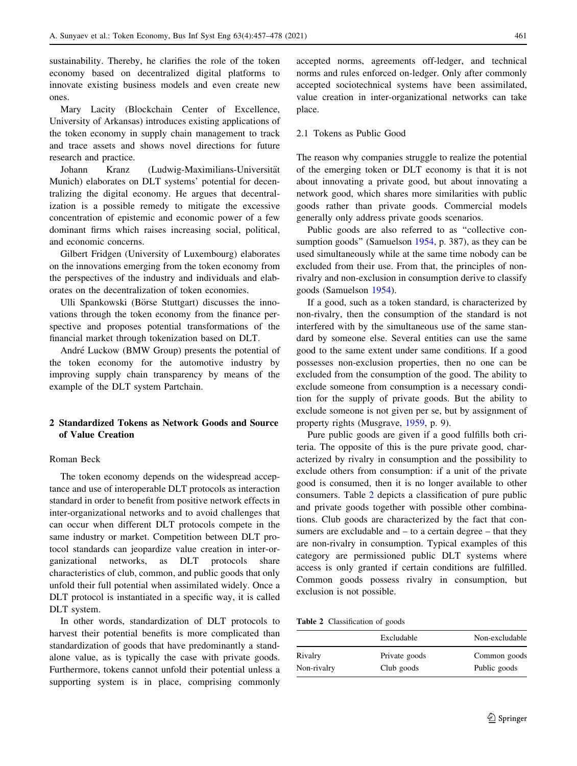sustainability. Thereby, he clarifies the role of the token economy based on decentralized digital platforms to innovate existing business models and even create new ones.

Mary Lacity (Blockchain Center of Excellence, University of Arkansas) introduces existing applications of the token economy in supply chain management to track and trace assets and shows novel directions for future research and practice.

Johann Kranz (Ludwig-Maximilians-Universität Munich) elaborates on DLT systems' potential for decentralizing the digital economy. He argues that decentralization is a possible remedy to mitigate the excessive concentration of epistemic and economic power of a few dominant firms which raises increasing social, political, and economic concerns.

Gilbert Fridgen (University of Luxembourg) elaborates on the innovations emerging from the token economy from the perspectives of the industry and individuals and elaborates on the decentralization of token economies.

Ulli Spankowski (Börse Stuttgart) discusses the innovations through the token economy from the finance perspective and proposes potential transformations of the financial market through tokenization based on DLT.

André Luckow (BMW Group) presents the potential of the token economy for the automotive industry by improving supply chain transparency by means of the example of the DLT system Partchain.

## 2 Standardized Tokens as Network Goods and Source of Value Creation

Roman Beck

The token economy depends on the widespread acceptance and use of interoperable DLT protocols as interaction standard in order to benefit from positive network effects in inter-organizational networks and to avoid challenges that can occur when different DLT protocols compete in the same industry or market. Competition between DLT protocol standards can jeopardize value creation in inter-organizational networks, as DLT protocols share characteristics of club, common, and public goods that only unfold their full potential when assimilated widely. Once a DLT protocol is instantiated in a specific way, it is called DLT system.

In other words, standardization of DLT protocols to harvest their potential benefits is more complicated than standardization of goods that have predominantly a standalone value, as is typically the case with private goods. Furthermore, tokens cannot unfold their potential unless a supporting system is in place, comprising commonly accepted norms, agreements off-ledger, and technical norms and rules enforced on-ledger. Only after commonly accepted sociotechnical systems have been assimilated, value creation in inter-organizational networks can take place.

### 2.1 Tokens as Public Good

The reason why companies struggle to realize the potential of the emerging token or DLT economy is that it is not about innovating a private good, but about innovating a network good, which shares more similarities with public goods rather than private goods. Commercial models generally only address private goods scenarios.

Public goods are also referred to as "collective consumption goods" (Samuelson 1954, p. 387), as they can be used simultaneously while at the same time nobody can be excluded from their use. From that, the principles of non-rivalry and non-exclusion in consumption derive to classify goods (Samuelson 1954).

If a good, such as a token standard, is characterized by non-rivalry, then the consumption of the standard is not interfered with by the simultaneous use of the same standard by someone else. Several entities can use the same good to the same extent under same conditions. If a good possesses non-exclusion properties, then no one can be excluded from the consumption of the good. The ability to exclude someone from consumption is a necessary condition for the supply of private goods. But the ability to exclude someone is not given per se, but by assignment of property rights (Musgrave, 1959, p. 9).

Pure public goods are given if a good fulfills both criteria. The opposite of this is the pure private good, characterized by rivalry in consumption and the possibility to exclude others from consumption: if a unit of the private good is consumed, then it is no longer available to other consumers. Table 2 depicts a classification of pure public and private goods together with possible other combinations. Club goods are characterized by the fact that consumers are excludable and – to a certain degree – that they are non-rivalry in consumption. Typical examples of this category are permissioned public DLT systems where access is only granted if certain conditions are fulfilled. Common goods possess rivalry in consumption, but exclusion is not possible.

**Table 2** Classification of goods

| | Excludable | Non-excludable |
|---|---|---|
| Rivalry | Private goods | Common goods |
| Non-rivalry | Club goods | Public goods |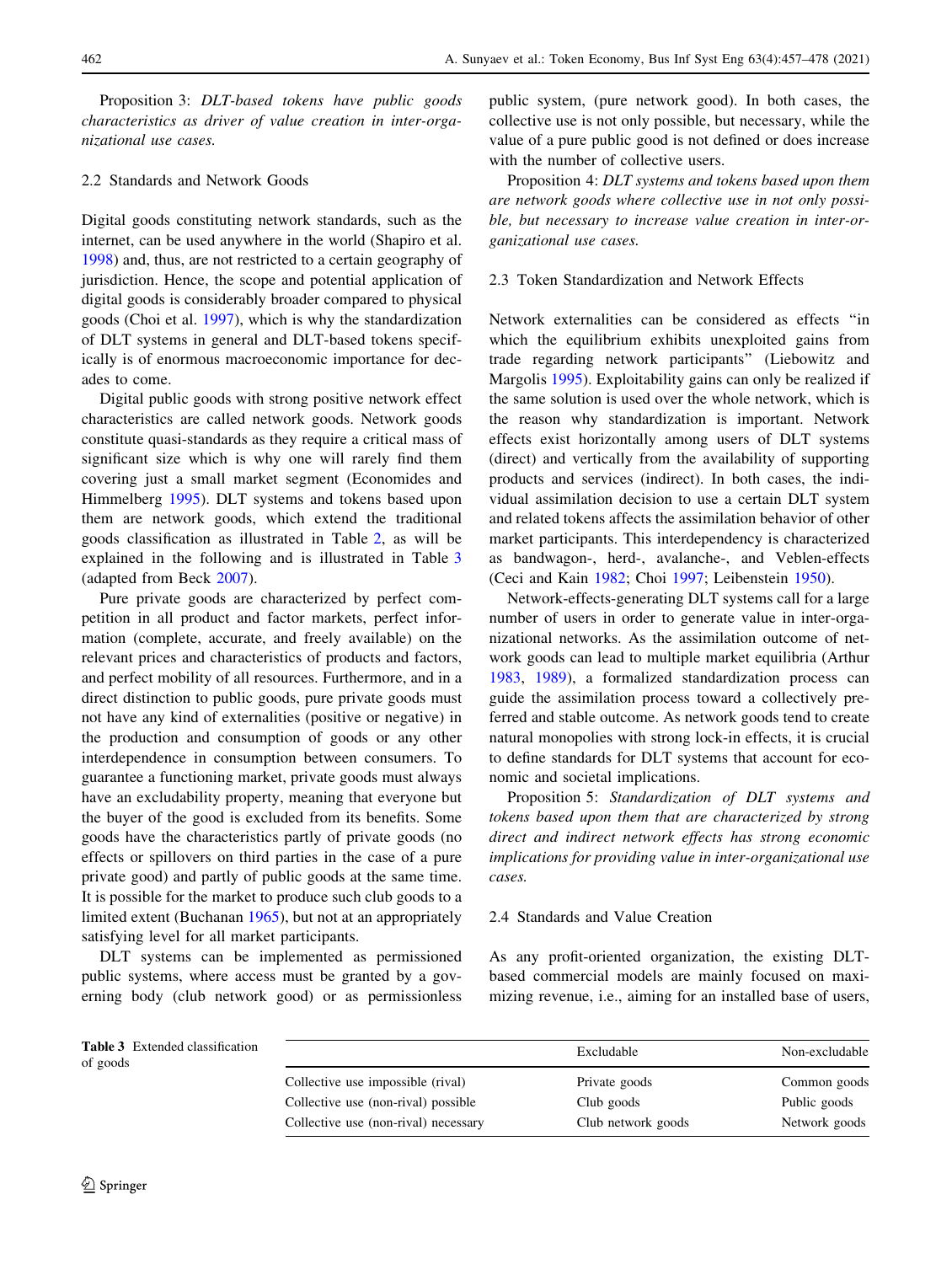Proposition 3: *DLT-based tokens have public goods characteristics as driver of value creation in inter-organizational use cases.*

### 2.2 Standards and Network Goods

Digital goods constituting network standards, such as the internet, can be used anywhere in the world (Shapiro et al. 1998) and, thus, are not restricted to a certain geography of jurisdiction. Hence, the scope and potential application of digital goods is considerably broader compared to physical goods (Choi et al. 1997), which is why the standardization of DLT systems in general and DLT-based tokens specifically is of enormous macroeconomic importance for decades to come.

Digital public goods with strong positive network effect characteristics are called network goods. Network goods constitute quasi-standards as they require a critical mass of significant size which is why one will rarely find them covering just a small market segment (Economides and Himmelberg 1995). DLT systems and tokens based upon them are network goods, which extend the traditional goods classification as illustrated in Table 2, as will be explained in the following and is illustrated in Table 3 (adapted from Beck 2007).

Pure private goods are characterized by perfect competition in all product and factor markets, perfect information (complete, accurate, and freely available) on the relevant prices and characteristics of products and factors, and perfect mobility of all resources. Furthermore, and in a direct distinction to public goods, pure private goods must not have any kind of externalities (positive or negative) in the production and consumption of goods or any other interdependence in consumption between consumers. To guarantee a functioning market, private goods must always have an excludability property, meaning that everyone but the buyer of the good is excluded from its benefits. Some goods have the characteristics partly of private goods (no effects or spillovers on third parties in the case of a pure private good) and partly of public goods at the same time. It is possible for the market to produce such club goods to a limited extent (Buchanan 1965), but not at an appropriately satisfying level for all market participants.

DLT systems can be implemented as permissioned public systems, where access must be granted by a governing body (club network good) or as permissionless public system, (pure network good). In both cases, the collective use is not only possible, but necessary, while the value of a pure public good is not defined or does increase with the number of collective users.

Proposition 4: *DLT systems and tokens based upon them are network goods where collective use in not only possible, but necessary to increase value creation in inter-organizational use cases.*

### 2.3 Token Standardization and Network Effects

Network externalities can be considered as effects "in which the equilibrium exhibits unexploited gains from trade regarding network participants" (Liebowitz and Margolis 1995). Exploitability gains can only be realized if the same solution is used over the whole network, which is the reason why standardization is important. Network effects exist horizontally among users of DLT systems (direct) and vertically from the availability of supporting products and services (indirect). In both cases, the individual assimilation decision to use a certain DLT system and related tokens affects the assimilation behavior of other market participants. This interdependency is characterized as bandwagon-, herd-, avalanche-, and Veblen-effects (Ceci and Kain 1982; Choi 1997; Leibenstein 1950).

Network-effects-generating DLT systems call for a large number of users in order to generate value in inter-organizational networks. As the assimilation outcome of network goods can lead to multiple market equilibria (Arthur 1983, 1989), a formalized standardization process can guide the assimilation process toward a collectively preferred and stable outcome. As network goods tend to create natural monopolies with strong lock-in effects, it is crucial to define standards for DLT systems that account for economic and societal implications.

Proposition 5: *Standardization of DLT systems and tokens based upon them that are characterized by strong direct and indirect network effects has strong economic implications for providing value in inter-organizational use cases.*

### 2.4 Standards and Value Creation

As any profit-oriented organization, the existing DLT-based commercial models are mainly focused on maximizing revenue, i.e., aiming for an installed base of users,

**Table 3** Extended classification of goods

| | Excludable | Non-excludable |
|---|---|---|
| Collective use impossible (rival) | Private goods | Common goods |
| Collective use (non-rival) possible | Club goods | Public goods |
| Collective use (non-rival) necessary | Club network goods | Network goods |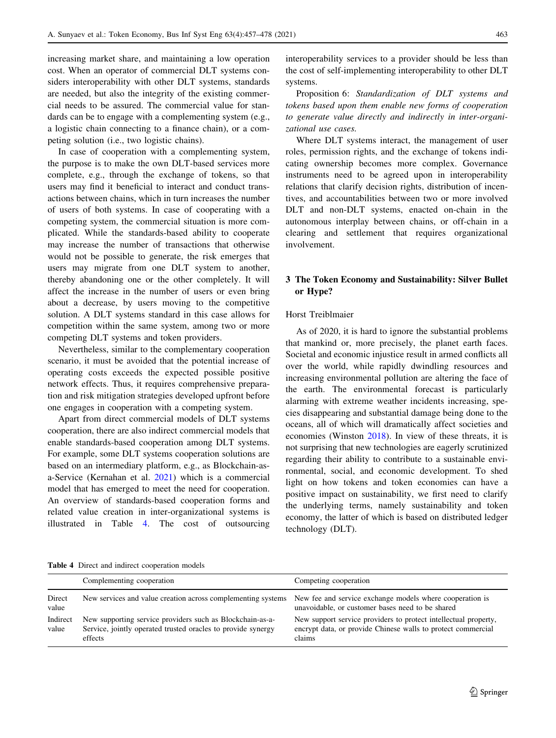increasing market share, and maintaining a low operation cost. When an operator of commercial DLT systems considers interoperability with other DLT systems, standards are needed, but also the integrity of the existing commercial needs to be assured. The commercial value for standards can be to engage with a complementing system (e.g., a logistic chain connecting to a finance chain), or a competing solution (i.e., two logistic chains).

In case of cooperation with a complementing system, the purpose is to make the own DLT-based services more complete, e.g., through the exchange of tokens, so that users may find it beneficial to interact and conduct transactions between chains, which in turn increases the number of users of both systems. In case of cooperating with a competing system, the commercial situation is more complicated. While the standards-based ability to cooperate may increase the number of transactions that otherwise would not be possible to generate, the risk emerges that users may migrate from one DLT system to another, thereby abandoning one or the other completely. It will affect the increase in the number of users or even bring about a decrease, by users moving to the competitive solution. A DLT systems standard in this case allows for competition within the same system, among two or more competing DLT systems and token providers.

Nevertheless, similar to the complementary cooperation scenario, it must be avoided that the potential increase of operating costs exceeds the expected possible positive network effects. Thus, it requires comprehensive preparation and risk mitigation strategies developed upfront before one engages in cooperation with a competing system.

Apart from direct commercial models of DLT systems cooperation, there are also indirect commercial models that enable standards-based cooperation among DLT systems. For example, some DLT systems cooperation solutions are based on an intermediary platform, e.g., as Blockchain-as-a-Service (Kernahan et al. 2021) which is a commercial model that has emerged to meet the need for cooperation. An overview of standards-based cooperation forms and related value creation in inter-organizational systems is illustrated in Table 4. The cost of outsourcing interoperability services to a provider should be less than the cost of self-implementing interoperability to other DLT systems.

Proposition 6: *Standardization of DLT systems and tokens based upon them enable new forms of cooperation to generate value directly and indirectly in inter-organizational use cases.*

Where DLT systems interact, the management of user roles, permission rights, and the exchange of tokens indicating ownership becomes more complex. Governance instruments need to be agreed upon in interoperability relations that clarify decision rights, distribution of incentives, and accountabilities between two or more involved DLT and non-DLT systems, enacted on-chain in the autonomous interplay between chains, or off-chain in a clearing and settlement that requires organizational involvement.

## 3 The Token Economy and Sustainability: Silver Bullet or Hype?

Horst Treiblmaier

As of 2020, it is hard to ignore the substantial problems that mankind or, more precisely, the planet earth faces. Societal and economic injustice result in armed conflicts all over the world, while rapidly dwindling resources and increasing environmental pollution are altering the face of the earth. The environmental forecast is particularly alarming with extreme weather incidents increasing, species disappearing and substantial damage being done to the oceans, all of which will dramatically affect societies and economies (Winston 2018). In view of these threats, it is not surprising that new technologies are eagerly scrutinized regarding their ability to contribute to a sustainable environmental, social, and economic development. To shed light on how tokens and token economies can have a positive impact on sustainability, we first need to clarify the underlying terms, namely sustainability and token economy, the latter of which is based on distributed ledger technology (DLT).

**Table 4** Direct and indirect cooperation models

| | Complementing cooperation | Competing cooperation |
|---|---|---|
| Direct value | New services and value creation across complementing systems | New fee and service exchange models where cooperation is unavoidable, or customer bases need to be shared |
| Indirect value | New supporting service providers such as Blockchain-as-a-Service, jointly operated trusted oracles to provide synergy effects | New support service providers to protect intellectual property, encrypt data, or provide Chinese walls to protect commercial claims |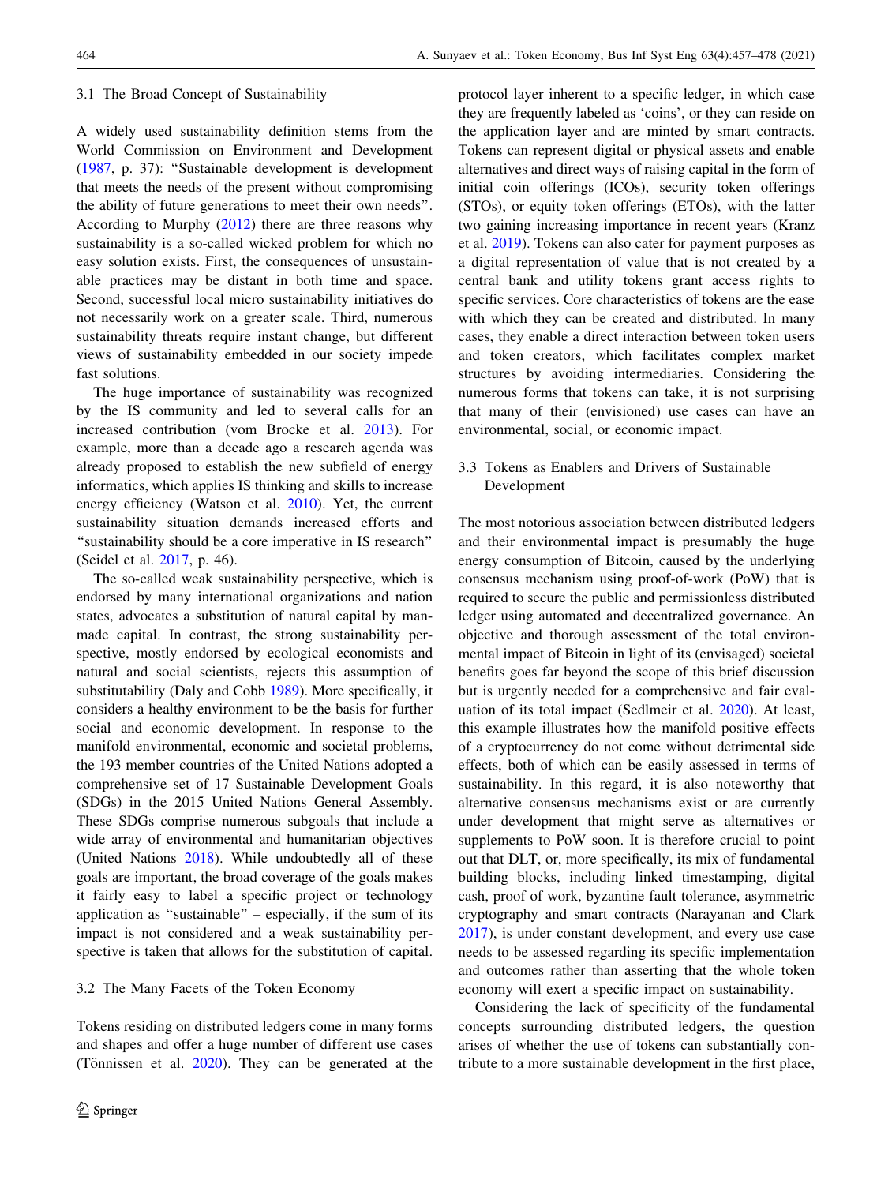### 3.1 The Broad Concept of Sustainability

A widely used sustainability definition stems from the World Commission on Environment and Development (1987, p. 37): "Sustainable development is development that meets the needs of the present without compromising the ability of future generations to meet their own needs". According to Murphy (2012) there are three reasons why sustainability is a so-called wicked problem for which no easy solution exists. First, the consequences of unsustainable practices may be distant in both time and space. Second, successful local micro sustainability initiatives do not necessarily work on a greater scale. Third, numerous sustainability threats require instant change, but different views of sustainability embedded in our society impede fast solutions.

The huge importance of sustainability was recognized by the IS community and led to several calls for an increased contribution (vom Brocke et al. 2013). For example, more than a decade ago a research agenda was already proposed to establish the new subfield of energy informatics, which applies IS thinking and skills to increase energy efficiency (Watson et al. 2010). Yet, the current sustainability situation demands increased efforts and "sustainability should be a core imperative in IS research" (Seidel et al. 2017, p. 46).

The so-called weak sustainability perspective, which is endorsed by many international organizations and nation states, advocates a substitution of natural capital by man-made capital. In contrast, the strong sustainability perspective, mostly endorsed by ecological economists and natural and social scientists, rejects this assumption of substitutability (Daly and Cobb 1989). More specifically, it considers a healthy environment to be the basis for further social and economic development. In response to the manifold environmental, economic and societal problems, the 193 member countries of the United Nations adopted a comprehensive set of 17 Sustainable Development Goals (SDGs) in the 2015 United Nations General Assembly. These SDGs comprise numerous subgoals that include a wide array of environmental and humanitarian objectives (United Nations 2018). While undoubtedly all of these goals are important, the broad coverage of the goals makes it fairly easy to label a specific project or technology application as "sustainable" – especially, if the sum of its impact is not considered and a weak sustainability perspective is taken that allows for the substitution of capital.

### 3.2 The Many Facets of the Token Economy

Tokens residing on distributed ledgers come in many forms and shapes and offer a huge number of different use cases (Tönnissen et al. 2020). They can be generated at the protocol layer inherent to a specific ledger, in which case they are frequently labeled as 'coins', or they can reside on the application layer and are minted by smart contracts. Tokens can represent digital or physical assets and enable alternatives and direct ways of raising capital in the form of initial coin offerings (ICOs), security token offerings (STOs), or equity token offerings (ETOs), with the latter two gaining increasing importance in recent years (Kranz et al. 2019). Tokens can also cater for payment purposes as a digital representation of value that is not created by a central bank and utility tokens grant access rights to specific services. Core characteristics of tokens are the ease with which they can be created and distributed. In many cases, they enable a direct interaction between token users and token creators, which facilitates complex market structures by avoiding intermediaries. Considering the numerous forms that tokens can take, it is not surprising that many of their (envisioned) use cases can have an environmental, social, or economic impact.

### 3.3 Tokens as Enablers and Drivers of Sustainable Development

The most notorious association between distributed ledgers and their environmental impact is presumably the huge energy consumption of Bitcoin, caused by the underlying consensus mechanism using proof-of-work (PoW) that is required to secure the public and permissionless distributed ledger using automated and decentralized governance. An objective and thorough assessment of the total environmental impact of Bitcoin in light of its (envisaged) societal benefits goes far beyond the scope of this brief discussion but is urgently needed for a comprehensive and fair evaluation of its total impact (Sedlmeir et al. 2020). At least, this example illustrates how the manifold positive effects of a cryptocurrency do not come without detrimental side effects, both of which can be easily assessed in terms of sustainability. In this regard, it is also noteworthy that alternative consensus mechanisms exist or are currently under development that might serve as alternatives or supplements to PoW soon. It is therefore crucial to point out that DLT, or, more specifically, its mix of fundamental building blocks, including linked timestamping, digital cash, proof of work, byzantine fault tolerance, asymmetric cryptography and smart contracts (Narayanan and Clark 2017), is under constant development, and every use case needs to be assessed regarding its specific implementation and outcomes rather than asserting that the whole token economy will exert a specific impact on sustainability.

Considering the lack of specificity of the fundamental concepts surrounding distributed ledgers, the question arises of whether the use of tokens can substantially contribute to a more sustainable development in the first place,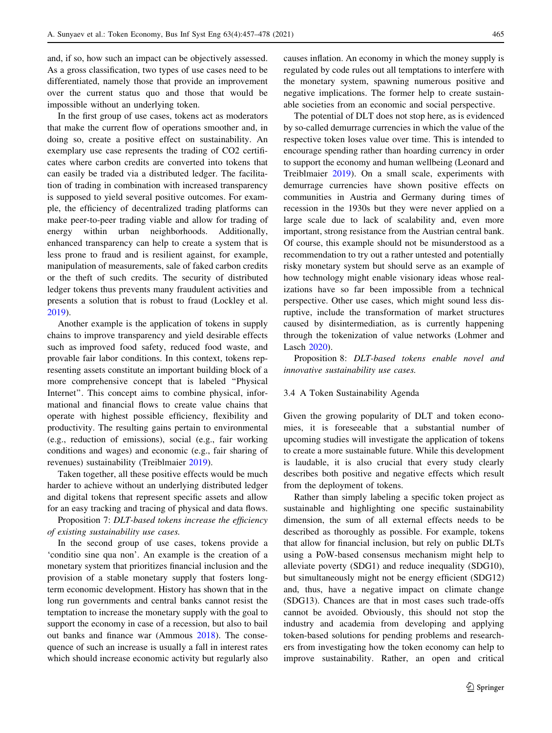and, if so, how such an impact can be objectively assessed. As a gross classification, two types of use cases need to be differentiated, namely those that provide an improvement over the current status quo and those that would be impossible without an underlying token.

In the first group of use cases, tokens act as moderators that make the current flow of operations smoother and, in doing so, create a positive effect on sustainability. An exemplary use case represents the trading of CO2 certificates where carbon credits are converted into tokens that can easily be traded via a distributed ledger. The facilitation of trading in combination with increased transparency is supposed to yield several positive outcomes. For example, the efficiency of decentralized trading platforms can make peer-to-peer trading viable and allow for trading of energy within urban neighborhoods. Additionally, enhanced transparency can help to create a system that is less prone to fraud and is resilient against, for example, manipulation of measurements, sale of faked carbon credits or the theft of such credits. The security of distributed ledger tokens thus prevents many fraudulent activities and presents a solution that is robust to fraud (Lockley et al. 2019).

Another example is the application of tokens in supply chains to improve transparency and yield desirable effects such as improved food safety, reduced food waste, and provable fair labor conditions. In this context, tokens representing assets constitute an important building block of a more comprehensive concept that is labeled "Physical Internet". This concept aims to combine physical, informational and financial flows to create value chains that operate with highest possible efficiency, flexibility and productivity. The resulting gains pertain to environmental (e.g., reduction of emissions), social (e.g., fair working conditions and wages) and economic (e.g., fair sharing of revenues) sustainability (Treiblmaier 2019).

Taken together, all these positive effects would be much harder to achieve without an underlying distributed ledger and digital tokens that represent specific assets and allow for an easy tracking and tracing of physical and data flows.

Proposition 7: *DLT-based tokens increase the efficiency of existing sustainability use cases.*

In the second group of use cases, tokens provide a 'conditio sine qua non'. An example is the creation of a monetary system that prioritizes financial inclusion and the provision of a stable monetary supply that fosters long-term economic development. History has shown that in the long run governments and central banks cannot resist the temptation to increase the monetary supply with the goal to support the economy in case of a recession, but also to bail out banks and finance war (Ammous 2018). The consequence of such an increase is usually a fall in interest rates which should increase economic activity but regularly also causes inflation. An economy in which the money supply is regulated by code rules out all temptations to interfere with the monetary system, spawning numerous positive and negative implications. The former help to create sustainable societies from an economic and social perspective.

The potential of DLT does not stop here, as is evidenced by so-called demurrage currencies in which the value of the respective token loses value over time. This is intended to encourage spending rather than hoarding currency in order to support the economy and human wellbeing (Leonard and Treiblmaier 2019). On a small scale, experiments with demurrage currencies have shown positive effects on communities in Austria and Germany during times of recession in the 1930s but they were never applied on a large scale due to lack of scalability and, even more important, strong resistance from the Austrian central bank. Of course, this example should not be misunderstood as a recommendation to try out a rather untested and potentially risky monetary system but should serve as an example of how technology might enable visionary ideas whose realizations have so far been impossible from a technical perspective. Other use cases, which might sound less disruptive, include the transformation of market structures caused by disintermediation, as is currently happening through the tokenization of value networks (Lohmer and Lasch 2020).

Proposition 8: *DLT-based tokens enable novel and innovative sustainability use cases.*

### 3.4 A Token Sustainability Agenda

Given the growing popularity of DLT and token economies, it is foreseeable that a substantial number of upcoming studies will investigate the application of tokens to create a more sustainable future. While this development is laudable, it is also crucial that every study clearly describes both positive and negative effects which result from the deployment of tokens.

Rather than simply labeling a specific token project as sustainable and highlighting one specific sustainability dimension, the sum of all external effects needs to be described as thoroughly as possible. For example, tokens that allow for financial inclusion, but rely on public DLTs using a PoW-based consensus mechanism might help to alleviate poverty (SDG1) and reduce inequality (SDG10), but simultaneously might not be energy efficient (SDG12) and, thus, have a negative impact on climate change (SDG13). Chances are that in most cases such trade-offs cannot be avoided. Obviously, this should not stop the industry and academia from developing and applying token-based solutions for pending problems and researchers from investigating how the token economy can help to improve sustainability. Rather, an open and critical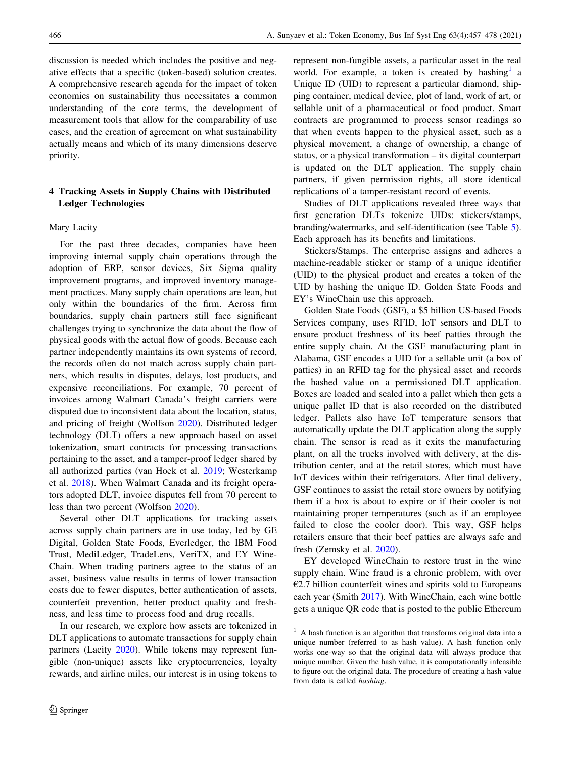discussion is needed which includes the positive and negative effects that a specific (token-based) solution creates. A comprehensive research agenda for the impact of token economies on sustainability thus necessitates a common understanding of the core terms, the development of measurement tools that allow for the comparability of use cases, and the creation of agreement on what sustainability actually means and which of its many dimensions deserve priority.

## 4 Tracking Assets in Supply Chains with Distributed Ledger Technologies

Mary Lacity

For the past three decades, companies have been improving internal supply chain operations through the adoption of ERP, sensor devices, Six Sigma quality improvement programs, and improved inventory management practices. Many supply chain operations are lean, but only within the boundaries of the firm. Across firm boundaries, supply chain partners still face significant challenges trying to synchronize the data about the flow of physical goods with the actual flow of goods. Because each partner independently maintains its own systems of record, the records often do not match across supply chain partners, which results in disputes, delays, lost products, and expensive reconciliations. For example, 70 percent of invoices among Walmart Canada's freight carriers were disputed due to inconsistent data about the location, status, and pricing of freight (Wolfson 2020). Distributed ledger technology (DLT) offers a new approach based on asset tokenization, smart contracts for processing transactions pertaining to the asset, and a tamper-proof ledger shared by all authorized parties (van Hoek et al. 2019; Westerkamp et al. 2018). When Walmart Canada and its freight operators adopted DLT, invoice disputes fell from 70 percent to less than two percent (Wolfson 2020).

Several other DLT applications for tracking assets across supply chain partners are in use today, led by GE Digital, Golden State Foods, Everledger, the IBM Food Trust, MediLedger, TradeLens, VeriTX, and EY WineChain. When trading partners agree to the status of an asset, business value results in terms of lower transaction costs due to fewer disputes, better authentication of assets, counterfeit prevention, better product quality and freshness, and less time to process food and drug recalls.

In our research, we explore how assets are tokenized in DLT applications to automate transactions for supply chain partners (Lacity 2020). While tokens may represent fungible (non-unique) assets like cryptocurrencies, loyalty rewards, and airline miles, our interest is in using tokens to represent non-fungible assets, a particular asset in the real world. For example, a token is created by hashing[1] a Unique ID (UID) to represent a particular diamond, shipping container, medical device, plot of land, work of art, or sellable unit of a pharmaceutical or food product. Smart contracts are programmed to process sensor readings so that when events happen to the physical asset, such as a physical movement, a change of ownership, a change of status, or a physical transformation – its digital counterpart is updated on the DLT application. The supply chain partners, if given permission rights, all store identical replications of a tamper-resistant record of events.

Studies of DLT applications revealed three ways that first generation DLTs tokenize UIDs: stickers/stamps, branding/watermarks, and self-identification (see Table 5). Each approach has its benefits and limitations.

Stickers/Stamps. The enterprise assigns and adheres a machine-readable sticker or stamp of a unique identifier (UID) to the physical product and creates a token of the UID by hashing the unique ID. Golden State Foods and EY's WineChain use this approach.

Golden State Foods (GSF), a \$5 billion US-based Foods Services company, uses RFID, IoT sensors and DLT to ensure product freshness of its beef patties through the entire supply chain. At the GSF manufacturing plant in Alabama, GSF encodes a UID for a sellable unit (a box of patties) in an RFID tag for the physical asset and records the hashed value on a permissioned DLT application. Boxes are loaded and sealed into a pallet which then gets a unique pallet ID that is also recorded on the distributed ledger. Pallets also have IoT temperature sensors that automatically update the DLT application along the supply chain. The sensor is read as it exits the manufacturing plant, on all the trucks involved with delivery, at the distribution center, and at the retail stores, which must have IoT devices within their refrigerators. After final delivery, GSF continues to assist the retail store owners by notifying them if a box is about to expire or if their cooler is not maintaining proper temperatures (such as if an employee failed to close the cooler door). This way, GSF helps retailers ensure that their beef patties are always safe and fresh (Zemsky et al. 2020).

EY developed WineChain to restore trust in the wine supply chain. Wine fraud is a chronic problem, with over €2.7 billion counterfeit wines and spirits sold to Europeans each year (Smith 2017). With WineChain, each wine bottle gets a unique QR code that is posted to the public Ethereum

[1] A hash function is an algorithm that transforms original data into a unique number (referred to as hash value). A hash function only works one-way so that the original data will always produce that unique number. Given the hash value, it is computationally infeasible to figure out the original data. The procedure of creating a hash value from data is called *hashing*.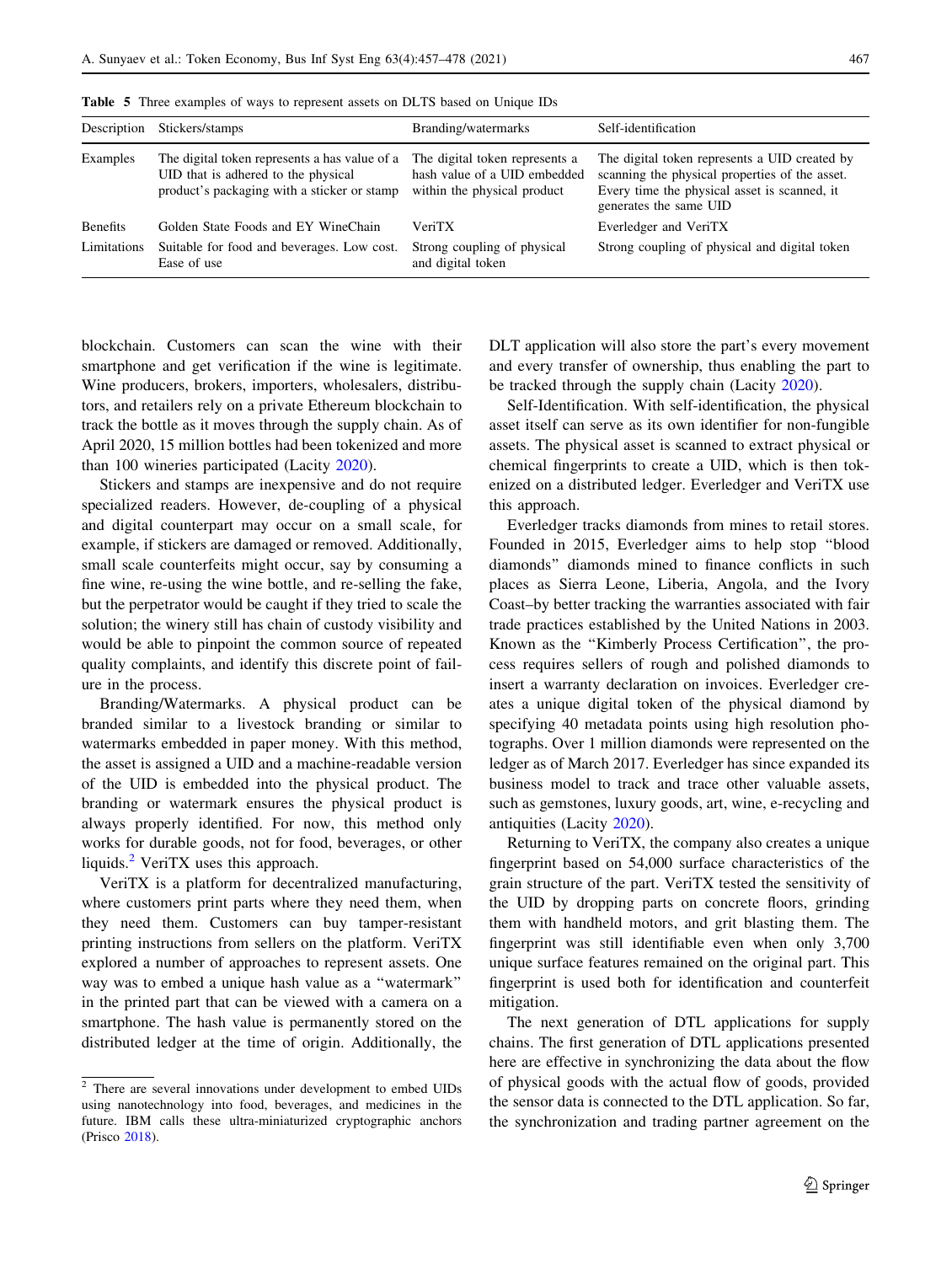**Table 5** Three examples of ways to represent assets on DLTS based on Unique IDs

| Description | Stickers/stamps | Branding/watermarks | Self-identification |
|---|---|---|---|
| Examples | The digital token represents a has value of a UID that is adhered to the physical product's packaging with a sticker or stamp | The digital token represents a hash value of a UID embedded within the physical product | The digital token represents a UID created by scanning the physical properties of the asset. Every time the physical asset is scanned, it generates the same UID |
| Benefits | Golden State Foods and EY WineChain | VeriTX | Everledger and VeriTX |
| Limitations | Suitable for food and beverages. Low cost. Ease of use | Strong coupling of physical and digital token | Strong coupling of physical and digital token |

blockchain. Customers can scan the wine with their smartphone and get verification if the wine is legitimate. Wine producers, brokers, importers, wholesalers, distributors, and retailers rely on a private Ethereum blockchain to track the bottle as it moves through the supply chain. As of April 2020, 15 million bottles had been tokenized and more than 100 wineries participated (Lacity 2020).

Stickers and stamps are inexpensive and do not require specialized readers. However, de-coupling of a physical and digital counterpart may occur on a small scale, for example, if stickers are damaged or removed. Additionally, small scale counterfeits might occur, say by consuming a fine wine, re-using the wine bottle, and re-selling the fake, but the perpetrator would be caught if they tried to scale the solution; the winery still has chain of custody visibility and would be able to pinpoint the common source of repeated quality complaints, and identify this discrete point of failure in the process.

Branding/Watermarks. A physical product can be branded similar to a livestock branding or similar to watermarks embedded in paper money. With this method, the asset is assigned a UID and a machine-readable version of the UID is embedded into the physical product. The branding or watermark ensures the physical product is always properly identified. For now, this method only works for durable goods, not for food, beverages, or other liquids.[2] VeriTX uses this approach.

VeriTX is a platform for decentralized manufacturing, where customers print parts where they need them, when they need them. Customers can buy tamper-resistant printing instructions from sellers on the platform. VeriTX explored a number of approaches to represent assets. One way was to embed a unique hash value as a "watermark" in the printed part that can be viewed with a camera on a smartphone. The hash value is permanently stored on the distributed ledger at the time of origin. Additionally, the DLT application will also store the part's every movement and every transfer of ownership, thus enabling the part to be tracked through the supply chain (Lacity 2020).

Self-Identification. With self-identification, the physical asset itself can serve as its own identifier for non-fungible assets. The physical asset is scanned to extract physical or chemical fingerprints to create a UID, which is then tokenized on a distributed ledger. Everledger and VeriTX use this approach.

Everledger tracks diamonds from mines to retail stores. Founded in 2015, Everledger aims to help stop "blood diamonds" diamonds mined to finance conflicts in such places as Sierra Leone, Liberia, Angola, and the Ivory Coast–by better tracking the warranties associated with fair trade practices established by the United Nations in 2003. Known as the "Kimberly Process Certification", the process requires sellers of rough and polished diamonds to insert a warranty declaration on invoices. Everledger creates a unique digital token of the physical diamond by specifying 40 metadata points using high resolution photographs. Over 1 million diamonds were represented on the ledger as of March 2017. Everledger has since expanded its business model to track and trace other valuable assets, such as gemstones, luxury goods, art, wine, e-recycling and antiquities (Lacity 2020).

Returning to VeriTX, the company also creates a unique fingerprint based on 54,000 surface characteristics of the grain structure of the part. VeriTX tested the sensitivity of the UID by dropping parts on concrete floors, grinding them with handheld motors, and grit blasting them. The fingerprint was still identifiable even when only 3,700 unique surface features remained on the original part. This fingerprint is used both for identification and counterfeit mitigation.

The next generation of DTL applications for supply chains. The first generation of DTL applications presented here are effective in synchronizing the data about the flow of physical goods with the actual flow of goods, provided the sensor data is connected to the DTL application. So far, the synchronization and trading partner agreement on the

[2] There are several innovations under development to embed UIDs using nanotechnology into food, beverages, and medicines in the future. IBM calls these ultra-miniaturized cryptographic anchors (Prisco 2018).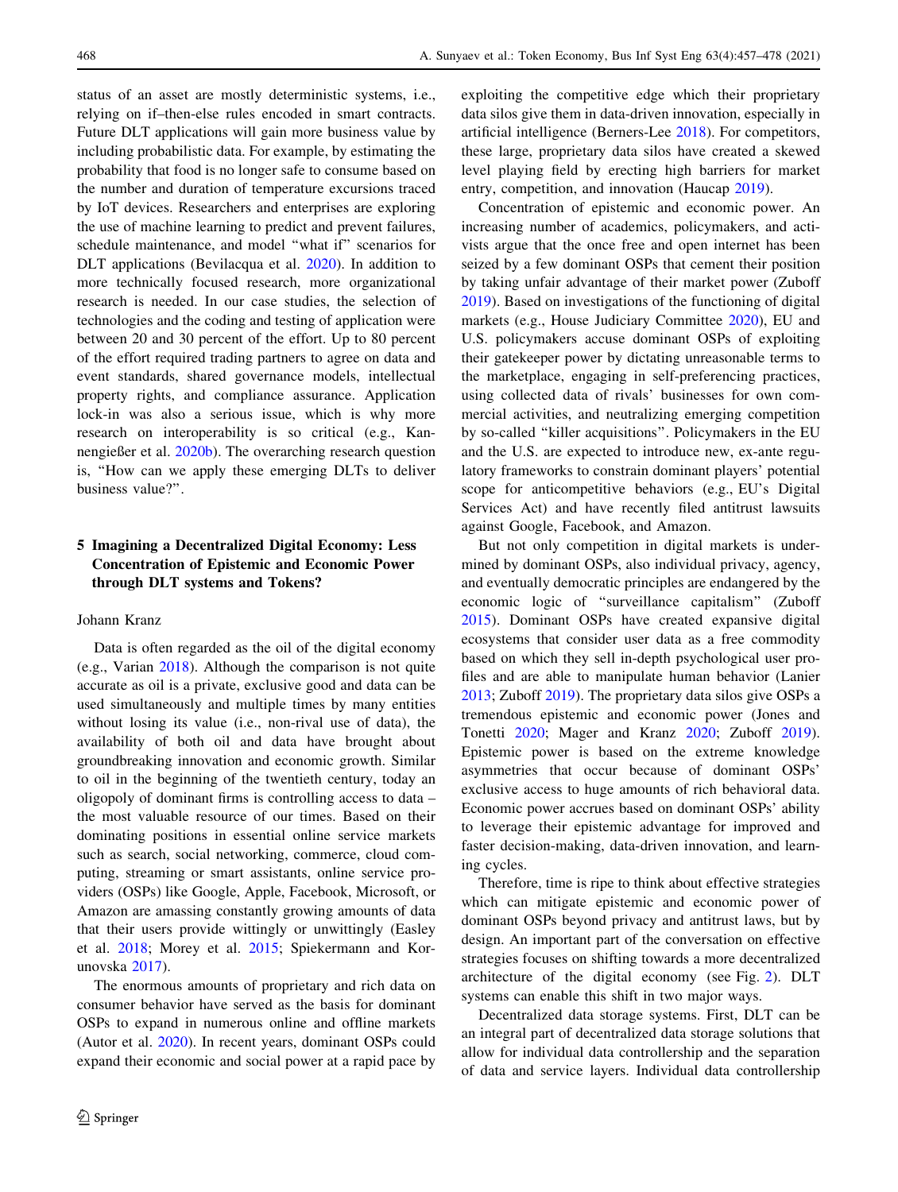status of an asset are mostly deterministic systems, i.e., relying on if–then-else rules encoded in smart contracts. Future DLT applications will gain more business value by including probabilistic data. For example, by estimating the probability that food is no longer safe to consume based on the number and duration of temperature excursions traced by IoT devices. Researchers and enterprises are exploring the use of machine learning to predict and prevent failures, schedule maintenance, and model "what if" scenarios for DLT applications (Bevilacqua et al. 2020). In addition to more technically focused research, more organizational research is needed. In our case studies, the selection of technologies and the coding and testing of application were between 20 and 30 percent of the effort. Up to 80 percent of the effort required trading partners to agree on data and event standards, shared governance models, intellectual property rights, and compliance assurance. Application lock-in was also a serious issue, which is why more research on interoperability is so critical (e.g., Kannengießer et al. 2020b). The overarching research question is, "How can we apply these emerging DLTs to deliver business value?".

## 5 Imagining a Decentralized Digital Economy: Less Concentration of Epistemic and Economic Power through DLT systems and Tokens?

Johann Kranz

Data is often regarded as the oil of the digital economy (e.g., Varian 2018). Although the comparison is not quite accurate as oil is a private, exclusive good and data can be used simultaneously and multiple times by many entities without losing its value (i.e., non-rival use of data), the availability of both oil and data have brought about groundbreaking innovation and economic growth. Similar to oil in the beginning of the twentieth century, today an oligopoly of dominant firms is controlling access to data – the most valuable resource of our times. Based on their dominating positions in essential online service markets such as search, social networking, commerce, cloud computing, streaming or smart assistants, online service providers (OSPs) like Google, Apple, Facebook, Microsoft, or Amazon are amassing constantly growing amounts of data that their users provide wittingly or unwittingly (Easley et al. 2018; Morey et al. 2015; Spiekermann and Korunovska 2017).

The enormous amounts of proprietary and rich data on consumer behavior have served as the basis for dominant OSPs to expand in numerous online and offline markets (Autor et al. 2020). In recent years, dominant OSPs could expand their economic and social power at a rapid pace by exploiting the competitive edge which their proprietary data silos give them in data-driven innovation, especially in artificial intelligence (Berners-Lee 2018). For competitors, these large, proprietary data silos have created a skewed level playing field by erecting high barriers for market entry, competition, and innovation (Haucap 2019).

Concentration of epistemic and economic power. An increasing number of academics, policymakers, and activists argue that the once free and open internet has been seized by a few dominant OSPs that cement their position by taking unfair advantage of their market power (Zuboff 2019). Based on investigations of the functioning of digital markets (e.g., House Judiciary Committee 2020), EU and U.S. policymakers accuse dominant OSPs of exploiting their gatekeeper power by dictating unreasonable terms to the marketplace, engaging in self-preferencing practices, using collected data of rivals' businesses for own commercial activities, and neutralizing emerging competition by so-called "killer acquisitions". Policymakers in the EU and the U.S. are expected to introduce new, ex-ante regulatory frameworks to constrain dominant players' potential scope for anticompetitive behaviors (e.g., EU's Digital Services Act) and have recently filed antitrust lawsuits against Google, Facebook, and Amazon.

But not only competition in digital markets is undermined by dominant OSPs, also individual privacy, agency, and eventually democratic principles are endangered by the economic logic of "surveillance capitalism" (Zuboff 2015). Dominant OSPs have created expansive digital ecosystems that consider user data as a free commodity based on which they sell in-depth psychological user profiles and are able to manipulate human behavior (Lanier 2013; Zuboff 2019). The proprietary data silos give OSPs a tremendous epistemic and economic power (Jones and Tonetti 2020; Mager and Kranz 2020; Zuboff 2019). Epistemic power is based on the extreme knowledge asymmetries that occur because of dominant OSPs' exclusive access to huge amounts of rich behavioral data. Economic power accrues based on dominant OSPs' ability to leverage their epistemic advantage for improved and faster decision-making, data-driven innovation, and learning cycles.

Therefore, time is ripe to think about effective strategies which can mitigate epistemic and economic power of dominant OSPs beyond privacy and antitrust laws, but by design. An important part of the conversation on effective strategies focuses on shifting towards a more decentralized architecture of the digital economy (see Fig. 2). DLT systems can enable this shift in two major ways.

Decentralized data storage systems. First, DLT can be an integral part of decentralized data storage solutions that allow for individual data controllership and the separation of data and service layers. Individual data controllership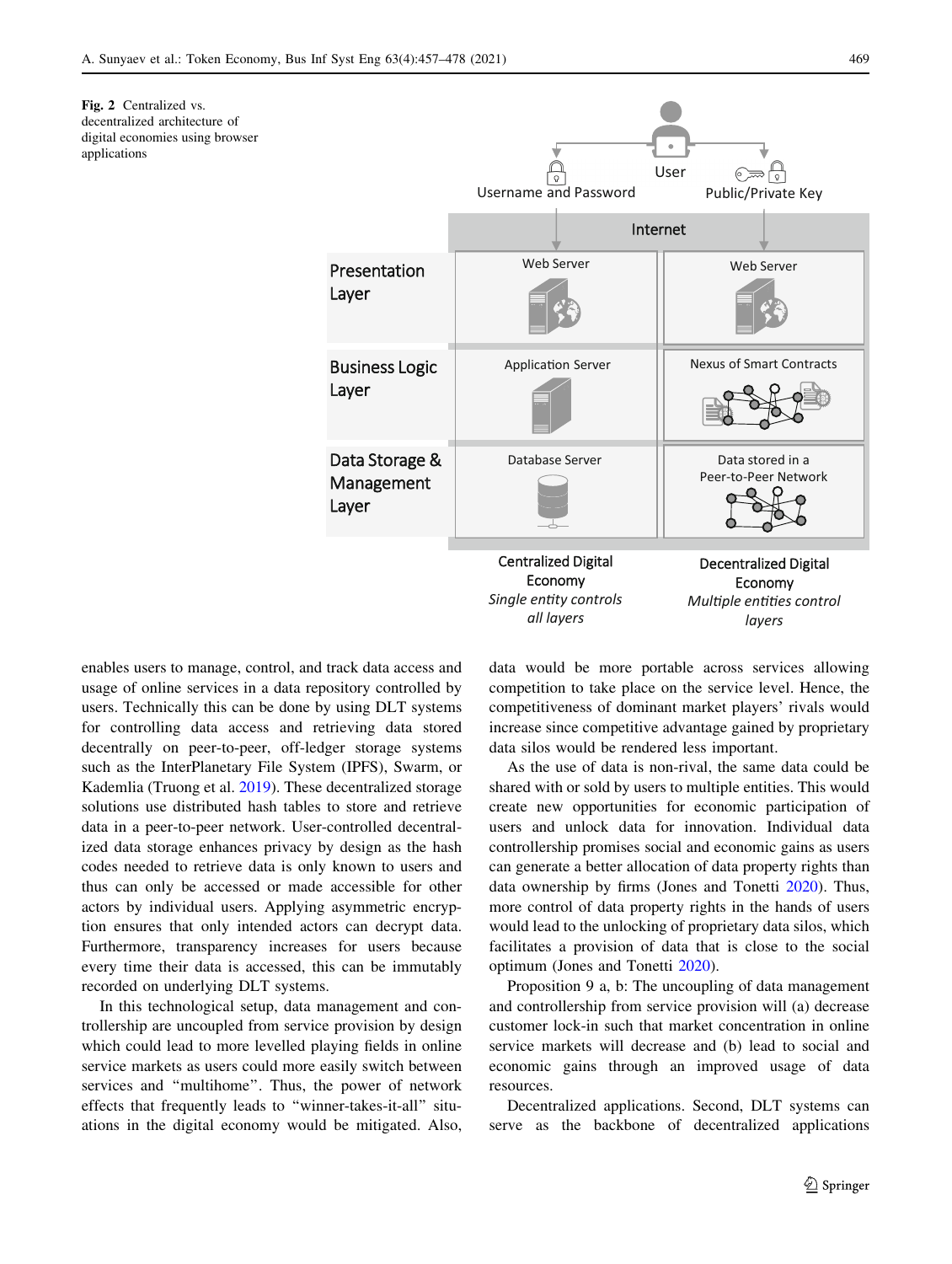**Fig. 2** Centralized vs. decentralized architecture of digital economies using browser applications

enables users to manage, control, and track data access and usage of online services in a data repository controlled by users. Technically this can be done by using DLT systems for controlling data access and retrieving data stored decentrally on peer-to-peer, off-ledger storage systems such as the InterPlanetary File System (IPFS), Swarm, or Kademlia (Truong et al. 2019). These decentralized storage solutions use distributed hash tables to store and retrieve data in a peer-to-peer network. User-controlled decentralized data storage enhances privacy by design as the hash codes needed to retrieve data is only known to users and thus can only be accessed or made accessible for other actors by individual users. Applying asymmetric encryption ensures that only intended actors can decrypt data. Furthermore, transparency increases for users because every time their data is accessed, this can be immutably recorded on underlying DLT systems.

In this technological setup, data management and controllership are uncoupled from service provision by design which could lead to more levelled playing fields in online service markets as users could more easily switch between services and "multihome". Thus, the power of network effects that frequently leads to "winner-takes-it-all" situations in the digital economy would be mitigated. Also, data would be more portable across services allowing competition to take place on the service level. Hence, the competitiveness of dominant market players' rivals would increase since competitive advantage gained by proprietary data silos would be rendered less important.

As the use of data is non-rival, the same data could be shared with or sold by users to multiple entities. This would create new opportunities for economic participation of users and unlock data for innovation. Individual data controllership promises social and economic gains as users can generate a better allocation of data property rights than data ownership by firms (Jones and Tonetti 2020). Thus, more control of data property rights in the hands of users would lead to the unlocking of proprietary data silos, which facilitates a provision of data that is close to the social optimum (Jones and Tonetti 2020).

Proposition 9 a, b: The uncoupling of data management and controllership from service provision will (a) decrease customer lock-in such that market concentration in online service markets will decrease and (b) lead to social and economic gains through an improved usage of data resources.

Decentralized applications. Second, DLT systems can serve as the backbone of decentralized applications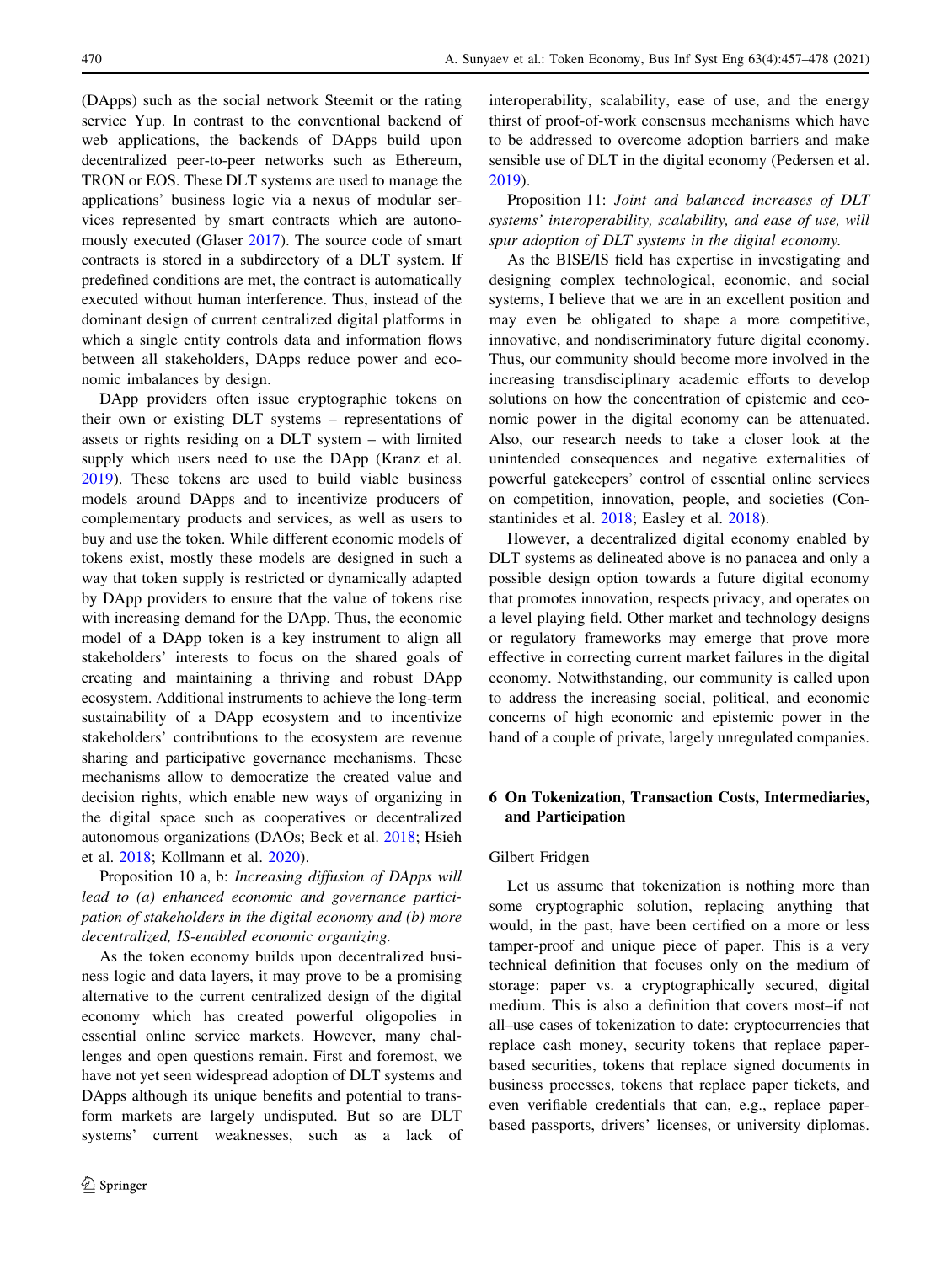(DApps) such as the social network Steemit or the rating service Yup. In contrast to the conventional backend of web applications, the backends of DApps build upon decentralized peer-to-peer networks such as Ethereum, TRON or EOS. These DLT systems are used to manage the applications' business logic via a nexus of modular services represented by smart contracts which are autonomously executed (Glaser 2017). The source code of smart contracts is stored in a subdirectory of a DLT system. If predefined conditions are met, the contract is automatically executed without human interference. Thus, instead of the dominant design of current centralized digital platforms in which a single entity controls data and information flows between all stakeholders, DApps reduce power and economic imbalances by design.

DApp providers often issue cryptographic tokens on their own or existing DLT systems – representations of assets or rights residing on a DLT system – with limited supply which users need to use the DApp (Kranz et al. 2019). These tokens are used to build viable business models around DApps and to incentivize producers of complementary products and services, as well as users to buy and use the token. While different economic models of tokens exist, mostly these models are designed in such a way that token supply is restricted or dynamically adapted by DApp providers to ensure that the value of tokens rise with increasing demand for the DApp. Thus, the economic model of a DApp token is a key instrument to align all stakeholders' interests to focus on the shared goals of creating and maintaining a thriving and robust DApp ecosystem. Additional instruments to achieve the long-term sustainability of a DApp ecosystem and to incentivize stakeholders' contributions to the ecosystem are revenue sharing and participative governance mechanisms. These mechanisms allow to democratize the created value and decision rights, which enable new ways of organizing in the digital space such as cooperatives or decentralized autonomous organizations (DAOs; Beck et al. 2018; Hsieh et al. 2018; Kollmann et al. 2020).

Proposition 10 a, b: *Increasing diffusion of DApps will lead to (a) enhanced economic and governance participation of stakeholders in the digital economy and (b) more decentralized, IS-enabled economic organizing.*

As the token economy builds upon decentralized business logic and data layers, it may prove to be a promising alternative to the current centralized design of the digital economy which has created powerful oligopolies in essential online service markets. However, many challenges and open questions remain. First and foremost, we have not yet seen widespread adoption of DLT systems and DApps although its unique benefits and potential to transform markets are largely undisputed. But so are DLT systems' current weaknesses, such as a lack of interoperability, scalability, ease of use, and the energy thirst of proof-of-work consensus mechanisms which have to be addressed to overcome adoption barriers and make sensible use of DLT in the digital economy (Pedersen et al. 2019).

Proposition 11: *Joint and balanced increases of DLT systems' interoperability, scalability, and ease of use, will spur adoption of DLT systems in the digital economy.*

As the BISE/IS field has expertise in investigating and designing complex technological, economic, and social systems, I believe that we are in an excellent position and may even be obligated to shape a more competitive, innovative, and nondiscriminatory future digital economy. Thus, our community should become more involved in the increasing transdisciplinary academic efforts to develop solutions on how the concentration of epistemic and economic power in the digital economy can be attenuated. Also, our research needs to take a closer look at the unintended consequences and negative externalities of powerful gatekeepers' control of essential online services on competition, innovation, people, and societies (Constantinides et al. 2018; Easley et al. 2018).

However, a decentralized digital economy enabled by DLT systems as delineated above is no panacea and only a possible design option towards a future digital economy that promotes innovation, respects privacy, and operates on a level playing field. Other market and technology designs or regulatory frameworks may emerge that prove more effective in correcting current market failures in the digital economy. Notwithstanding, our community is called upon to address the increasing social, political, and economic concerns of high economic and epistemic power in the hand of a couple of private, largely unregulated companies.

## 6 On Tokenization, Transaction Costs, Intermediaries, and Participation

Gilbert Fridgen

Let us assume that tokenization is nothing more than some cryptographic solution, replacing anything that would, in the past, have been certified on a more or less tamper-proof and unique piece of paper. This is a very technical definition that focuses only on the medium of storage: paper vs. a cryptographically secured, digital medium. This is also a definition that covers most–if not all–use cases of tokenization to date: cryptocurrencies that replace cash money, security tokens that replace paper-based securities, tokens that replace signed documents in business processes, tokens that replace paper tickets, and even verifiable credentials that can, e.g., replace paper-based passports, drivers' licenses, or university diplomas.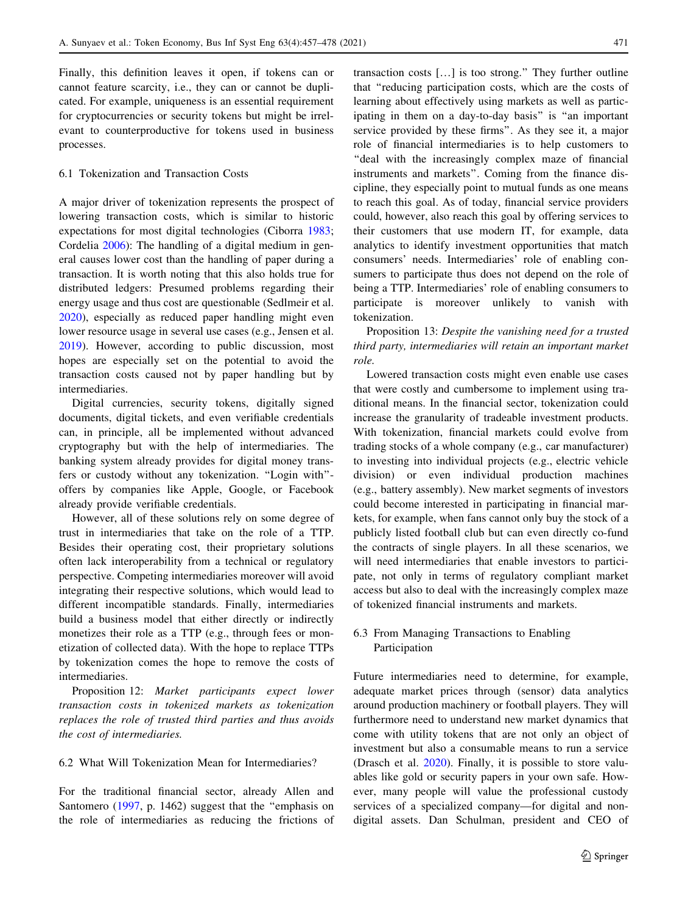Finally, this definition leaves it open, if tokens can or cannot feature scarcity, i.e., they can or cannot be duplicated. For example, uniqueness is an essential requirement for cryptocurrencies or security tokens but might be irrelevant to counterproductive for tokens used in business processes.

### 6.1 Tokenization and Transaction Costs

A major driver of tokenization represents the prospect of lowering transaction costs, which is similar to historic expectations for most digital technologies (Ciborra 1983; Cordelia 2006): The handling of a digital medium in general causes lower cost than the handling of paper during a transaction. It is worth noting that this also holds true for distributed ledgers: Presumed problems regarding their energy usage and thus cost are questionable (Sedlmeir et al. 2020), especially as reduced paper handling might even lower resource usage in several use cases (e.g., Jensen et al. 2019). However, according to public discussion, most hopes are especially set on the potential to avoid the transaction costs caused not by paper handling but by intermediaries.

Digital currencies, security tokens, digitally signed documents, digital tickets, and even verifiable credentials can, in principle, all be implemented without advanced cryptography but with the help of intermediaries. The banking system already provides for digital money transfers or custody without any tokenization. "Login with"-offers by companies like Apple, Google, or Facebook already provide verifiable credentials.

However, all of these solutions rely on some degree of trust in intermediaries that take on the role of a TTP. Besides their operating cost, their proprietary solutions often lack interoperability from a technical or regulatory perspective. Competing intermediaries moreover will avoid integrating their respective solutions, which would lead to different incompatible standards. Finally, intermediaries build a business model that either directly or indirectly monetizes their role as a TTP (e.g., through fees or monetization of collected data). With the hope to replace TTPs by tokenization comes the hope to remove the costs of intermediaries.

Proposition 12: *Market participants expect lower transaction costs in tokenized markets as tokenization replaces the role of trusted third parties and thus avoids the cost of intermediaries.*

### 6.2 What Will Tokenization Mean for Intermediaries?

For the traditional financial sector, already Allen and Santomero (1997, p. 1462) suggest that the "emphasis on the role of intermediaries as reducing the frictions of transaction costs […] is too strong." They further outline that "reducing participation costs, which are the costs of learning about effectively using markets as well as participating in them on a day-to-day basis" is "an important service provided by these firms". As they see it, a major role of financial intermediaries is to help customers to "deal with the increasingly complex maze of financial instruments and markets". Coming from the finance discipline, they especially point to mutual funds as one means to reach this goal. As of today, financial service providers could, however, also reach this goal by offering services to their customers that use modern IT, for example, data analytics to identify investment opportunities that match consumers' needs. Intermediaries' role of enabling consumers to participate thus does not depend on the role of being a TTP. Intermediaries' role of enabling consumers to participate is moreover unlikely to vanish with tokenization.

Proposition 13: *Despite the vanishing need for a trusted third party, intermediaries will retain an important market role.*

Lowered transaction costs might even enable use cases that were costly and cumbersome to implement using traditional means. In the financial sector, tokenization could increase the granularity of tradeable investment products. With tokenization, financial markets could evolve from trading stocks of a whole company (e.g., car manufacturer) to investing into individual projects (e.g., electric vehicle division) or even individual production machines (e.g., battery assembly). New market segments of investors could become interested in participating in financial markets, for example, when fans cannot only buy the stock of a publicly listed football club but can even directly co-fund the contracts of single players. In all these scenarios, we will need intermediaries that enable investors to participate, not only in terms of regulatory compliant market access but also to deal with the increasingly complex maze of tokenized financial instruments and markets.

### 6.3 From Managing Transactions to Enabling Participation

Future intermediaries need to determine, for example, adequate market prices through (sensor) data analytics around production machinery or football players. They will furthermore need to understand new market dynamics that come with utility tokens that are not only an object of investment but also a consumable means to run a service (Drasch et al. 2020). Finally, it is possible to store valuables like gold or security papers in your own safe. However, many people will value the professional custody services of a specialized company—for digital and non-digital assets. Dan Schulman, president and CEO of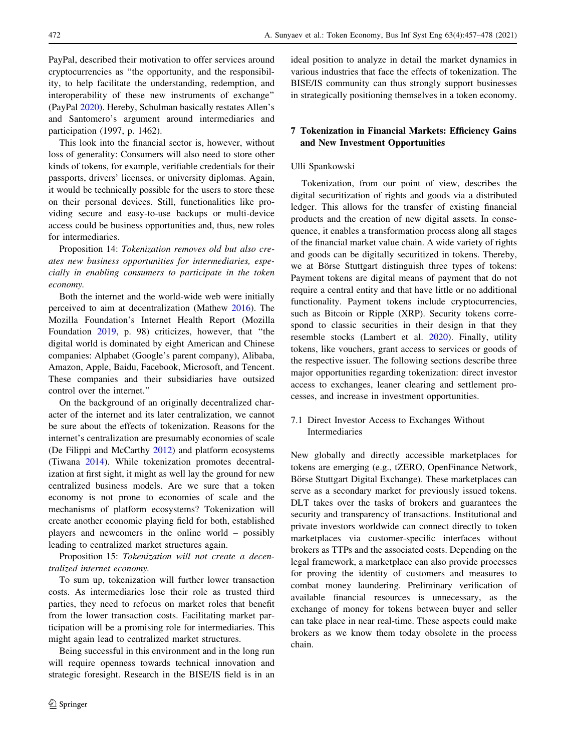PayPal, described their motivation to offer services around cryptocurrencies as "the opportunity, and the responsibility, to help facilitate the understanding, redemption, and interoperability of these new instruments of exchange" (PayPal 2020). Hereby, Schulman basically restates Allen's and Santomero's argument around intermediaries and participation (1997, p. 1462).

This look into the financial sector is, however, without loss of generality: Consumers will also need to store other kinds of tokens, for example, verifiable credentials for their passports, drivers' licenses, or university diplomas. Again, it would be technically possible for the users to store these on their personal devices. Still, functionalities like providing secure and easy-to-use backups or multi-device access could be business opportunities and, thus, new roles for intermediaries.

Proposition 14: *Tokenization removes old but also creates new business opportunities for intermediaries, especially in enabling consumers to participate in the token economy.*

Both the internet and the world-wide web were initially perceived to aim at decentralization (Mathew 2016). The Mozilla Foundation's Internet Health Report (Mozilla Foundation 2019, p. 98) criticizes, however, that "the digital world is dominated by eight American and Chinese companies: Alphabet (Google's parent company), Alibaba, Amazon, Apple, Baidu, Facebook, Microsoft, and Tencent. These companies and their subsidiaries have outsized control over the internet."

On the background of an originally decentralized character of the internet and its later centralization, we cannot be sure about the effects of tokenization. Reasons for the internet's centralization are presumably economies of scale (De Filippi and McCarthy 2012) and platform ecosystems (Tiwana 2014). While tokenization promotes decentralization at first sight, it might as well lay the ground for new centralized business models. Are we sure that a token economy is not prone to economies of scale and the mechanisms of platform ecosystems? Tokenization will create another economic playing field for both, established players and newcomers in the online world – possibly leading to centralized market structures again.

Proposition 15: *Tokenization will not create a decentralized internet economy.*

To sum up, tokenization will further lower transaction costs. As intermediaries lose their role as trusted third parties, they need to refocus on market roles that benefit from the lower transaction costs. Facilitating market participation will be a promising role for intermediaries. This might again lead to centralized market structures.

Being successful in this environment and in the long run will require openness towards technical innovation and strategic foresight. Research in the BISE/IS field is in an ideal position to analyze in detail the market dynamics in various industries that face the effects of tokenization. The BISE/IS community can thus strongly support businesses in strategically positioning themselves in a token economy.

## 7 Tokenization in Financial Markets: Efficiency Gains and New Investment Opportunities

Ulli Spankowski

Tokenization, from our point of view, describes the digital securitization of rights and goods via a distributed ledger. This allows for the transfer of existing financial products and the creation of new digital assets. In consequence, it enables a transformation process along all stages of the financial market value chain. A wide variety of rights and goods can be digitally securitized in tokens. Thereby, we at Börse Stuttgart distinguish three types of tokens: Payment tokens are digital means of payment that do not require a central entity and that have little or no additional functionality. Payment tokens include cryptocurrencies, such as Bitcoin or Ripple (XRP). Security tokens correspond to classic securities in their design in that they resemble stocks (Lambert et al. 2020). Finally, utility tokens, like vouchers, grant access to services or goods of the respective issuer. The following sections describe three major opportunities regarding tokenization: direct investor access to exchanges, leaner clearing and settlement processes, and increase in investment opportunities.

### 7.1 Direct Investor Access to Exchanges Without Intermediaries

New globally and directly accessible marketplaces for tokens are emerging (e.g., tZERO, OpenFinance Network, Börse Stuttgart Digital Exchange). These marketplaces can serve as a secondary market for previously issued tokens. DLT takes over the tasks of brokers and guarantees the security and transparency of transactions. Institutional and private investors worldwide can connect directly to token marketplaces via customer-specific interfaces without brokers as TTPs and the associated costs. Depending on the legal framework, a marketplace can also provide processes for proving the identity of customers and measures to combat money laundering. Preliminary verification of available financial resources is unnecessary, as the exchange of money for tokens between buyer and seller can take place in near real-time. These aspects could make brokers as we know them today obsolete in the process chain.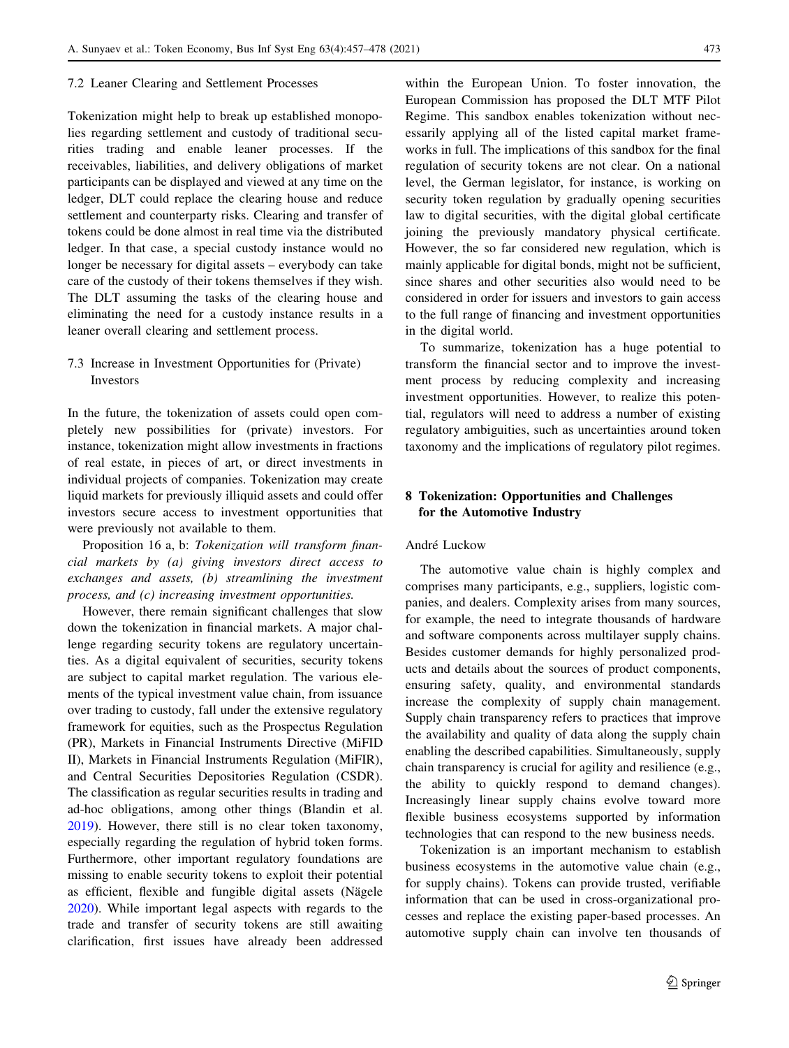### 7.2 Leaner Clearing and Settlement Processes

Tokenization might help to break up established monopolies regarding settlement and custody of traditional securities trading and enable leaner processes. If the receivables, liabilities, and delivery obligations of market participants can be displayed and viewed at any time on the ledger, DLT could replace the clearing house and reduce settlement and counterparty risks. Clearing and transfer of tokens could be done almost in real time via the distributed ledger. In that case, a special custody instance would no longer be necessary for digital assets – everybody can take care of the custody of their tokens themselves if they wish. The DLT assuming the tasks of the clearing house and eliminating the need for a custody instance results in a leaner overall clearing and settlement process.

### 7.3 Increase in Investment Opportunities for (Private) Investors

In the future, the tokenization of assets could open completely new possibilities for (private) investors. For instance, tokenization might allow investments in fractions of real estate, in pieces of art, or direct investments in individual projects of companies. Tokenization may create liquid markets for previously illiquid assets and could offer investors secure access to investment opportunities that were previously not available to them.

Proposition 16 a, b: *Tokenization will transform financial markets by (a) giving investors direct access to exchanges and assets, (b) streamlining the investment process, and (c) increasing investment opportunities.*

However, there remain significant challenges that slow down the tokenization in financial markets. A major challenge regarding security tokens are regulatory uncertainties. As a digital equivalent of securities, security tokens are subject to capital market regulation. The various elements of the typical investment value chain, from issuance over trading to custody, fall under the extensive regulatory framework for equities, such as the Prospectus Regulation (PR), Markets in Financial Instruments Directive (MiFID II), Markets in Financial Instruments Regulation (MiFIR), and Central Securities Depositories Regulation (CSDR). The classification as regular securities results in trading and ad-hoc obligations, among other things (Blandin et al. 2019). However, there still is no clear token taxonomy, especially regarding the regulation of hybrid token forms. Furthermore, other important regulatory foundations are missing to enable security tokens to exploit their potential as efficient, flexible and fungible digital assets (Nägele 2020). While important legal aspects with regards to the trade and transfer of security tokens are still awaiting clarification, first issues have already been addressed within the European Union. To foster innovation, the European Commission has proposed the DLT MTF Pilot Regime. This sandbox enables tokenization without necessarily applying all of the listed capital market frameworks in full. The implications of this sandbox for the final regulation of security tokens are not clear. On a national level, the German legislator, for instance, is working on security token regulation by gradually opening securities law to digital securities, with the digital global certificate joining the previously mandatory physical certificate. However, the so far considered new regulation, which is mainly applicable for digital bonds, might not be sufficient, since shares and other securities also would need to be considered in order for issuers and investors to gain access to the full range of financing and investment opportunities in the digital world.

To summarize, tokenization has a huge potential to transform the financial sector and to improve the investment process by reducing complexity and increasing investment opportunities. However, to realize this potential, regulators will need to address a number of existing regulatory ambiguities, such as uncertainties around token taxonomy and the implications of regulatory pilot regimes.

## 8 Tokenization: Opportunities and Challenges for the Automotive Industry

André Luckow

The automotive value chain is highly complex and comprises many participants, e.g., suppliers, logistic companies, and dealers. Complexity arises from many sources, for example, the need to integrate thousands of hardware and software components across multilayer supply chains. Besides customer demands for highly personalized products and details about the sources of product components, ensuring safety, quality, and environmental standards increase the complexity of supply chain management. Supply chain transparency refers to practices that improve the availability and quality of data along the supply chain enabling the described capabilities. Simultaneously, supply chain transparency is crucial for agility and resilience (e.g., the ability to quickly respond to demand changes). Increasingly linear supply chains evolve toward more flexible business ecosystems supported by information technologies that can respond to the new business needs.

Tokenization is an important mechanism to establish business ecosystems in the automotive value chain (e.g., for supply chains). Tokens can provide trusted, verifiable information that can be used in cross-organizational processes and replace the existing paper-based processes. An automotive supply chain can involve ten thousands of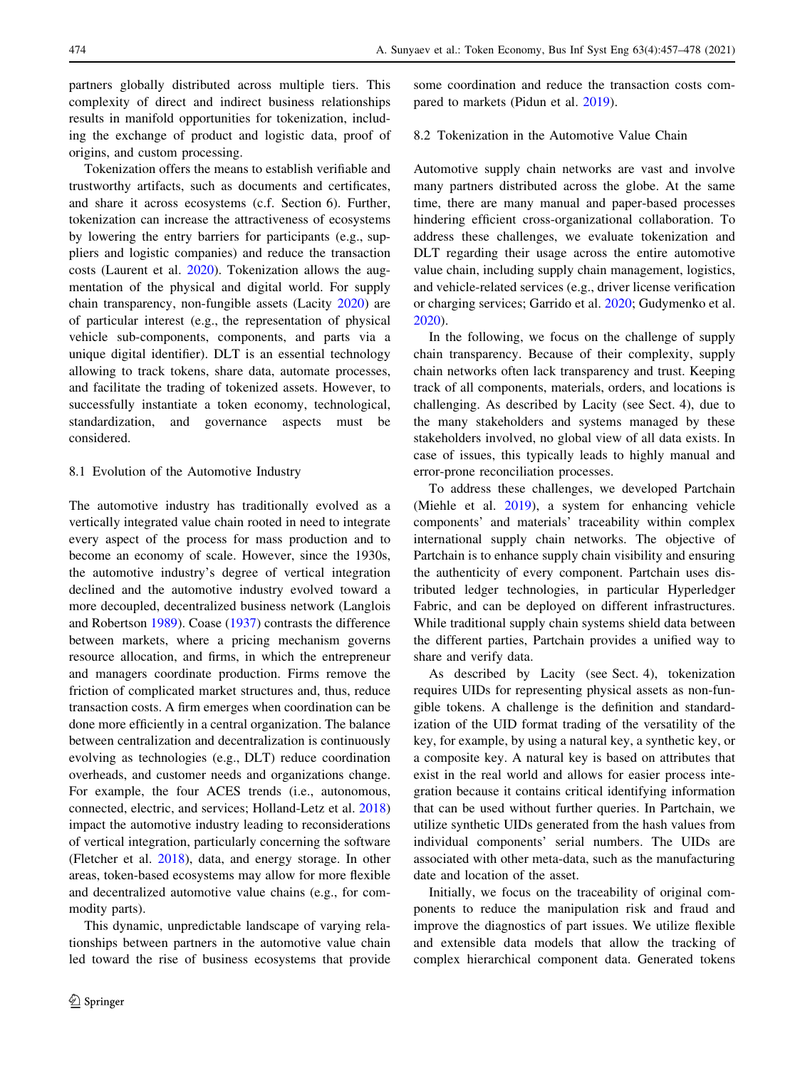partners globally distributed across multiple tiers. This complexity of direct and indirect business relationships results in manifold opportunities for tokenization, including the exchange of product and logistic data, proof of origins, and custom processing.

Tokenization offers the means to establish verifiable and trustworthy artifacts, such as documents and certificates, and share it across ecosystems (c.f. Section 6). Further, tokenization can increase the attractiveness of ecosystems by lowering the entry barriers for participants (e.g., suppliers and logistic companies) and reduce the transaction costs (Laurent et al. 2020). Tokenization allows the augmentation of the physical and digital world. For supply chain transparency, non-fungible assets (Lacity 2020) are of particular interest (e.g., the representation of physical vehicle sub-components, components, and parts via a unique digital identifier). DLT is an essential technology allowing to track tokens, share data, automate processes, and facilitate the trading of tokenized assets. However, to successfully instantiate a token economy, technological, standardization, and governance aspects must be considered.

### 8.1 Evolution of the Automotive Industry

The automotive industry has traditionally evolved as a vertically integrated value chain rooted in need to integrate every aspect of the process for mass production and to become an economy of scale. However, since the 1930s, the automotive industry's degree of vertical integration declined and the automotive industry evolved toward a more decoupled, decentralized business network (Langlois and Robertson 1989). Coase (1937) contrasts the difference between markets, where a pricing mechanism governs resource allocation, and firms, in which the entrepreneur and managers coordinate production. Firms remove the friction of complicated market structures and, thus, reduce transaction costs. A firm emerges when coordination can be done more efficiently in a central organization. The balance between centralization and decentralization is continuously evolving as technologies (e.g., DLT) reduce coordination overheads, and customer needs and organizations change. For example, the four ACES trends (i.e., autonomous, connected, electric, and services; Holland-Letz et al. 2018) impact the automotive industry leading to reconsiderations of vertical integration, particularly concerning the software (Fletcher et al. 2018), data, and energy storage. In other areas, token-based ecosystems may allow for more flexible and decentralized automotive value chains (e.g., for commodity parts).

This dynamic, unpredictable landscape of varying relationships between partners in the automotive value chain led toward the rise of business ecosystems that provide some coordination and reduce the transaction costs compared to markets (Pidun et al. 2019).

### 8.2 Tokenization in the Automotive Value Chain

Automotive supply chain networks are vast and involve many partners distributed across the globe. At the same time, there are many manual and paper-based processes hindering efficient cross-organizational collaboration. To address these challenges, we evaluate tokenization and DLT regarding their usage across the entire automotive value chain, including supply chain management, logistics, and vehicle-related services (e.g., driver license verification or charging services; Garrido et al. 2020; Gudymenko et al. 2020).

In the following, we focus on the challenge of supply chain transparency. Because of their complexity, supply chain networks often lack transparency and trust. Keeping track of all components, materials, orders, and locations is challenging. As described by Lacity (see Sect. 4), due to the many stakeholders and systems managed by these stakeholders involved, no global view of all data exists. In case of issues, this typically leads to highly manual and error-prone reconciliation processes.

To address these challenges, we developed Partchain (Miehle et al. 2019), a system for enhancing vehicle components' and materials' traceability within complex international supply chain networks. The objective of Partchain is to enhance supply chain visibility and ensuring the authenticity of every component. Partchain uses distributed ledger technologies, in particular Hyperledger Fabric, and can be deployed on different infrastructures. While traditional supply chain systems shield data between the different parties, Partchain provides a unified way to share and verify data.

As described by Lacity (see Sect. 4), tokenization requires UIDs for representing physical assets as non-fungible tokens. A challenge is the definition and standardization of the UID format trading of the versatility of the key, for example, by using a natural key, a synthetic key, or a composite key. A natural key is based on attributes that exist in the real world and allows for easier process integration because it contains critical identifying information that can be used without further queries. In Partchain, we utilize synthetic UIDs generated from the hash values from individual components' serial numbers. The UIDs are associated with other meta-data, such as the manufacturing date and location of the asset.

Initially, we focus on the traceability of original components to reduce the manipulation risk and fraud and improve the diagnostics of part issues. We utilize flexible and extensible data models that allow the tracking of complex hierarchical component data. Generated tokens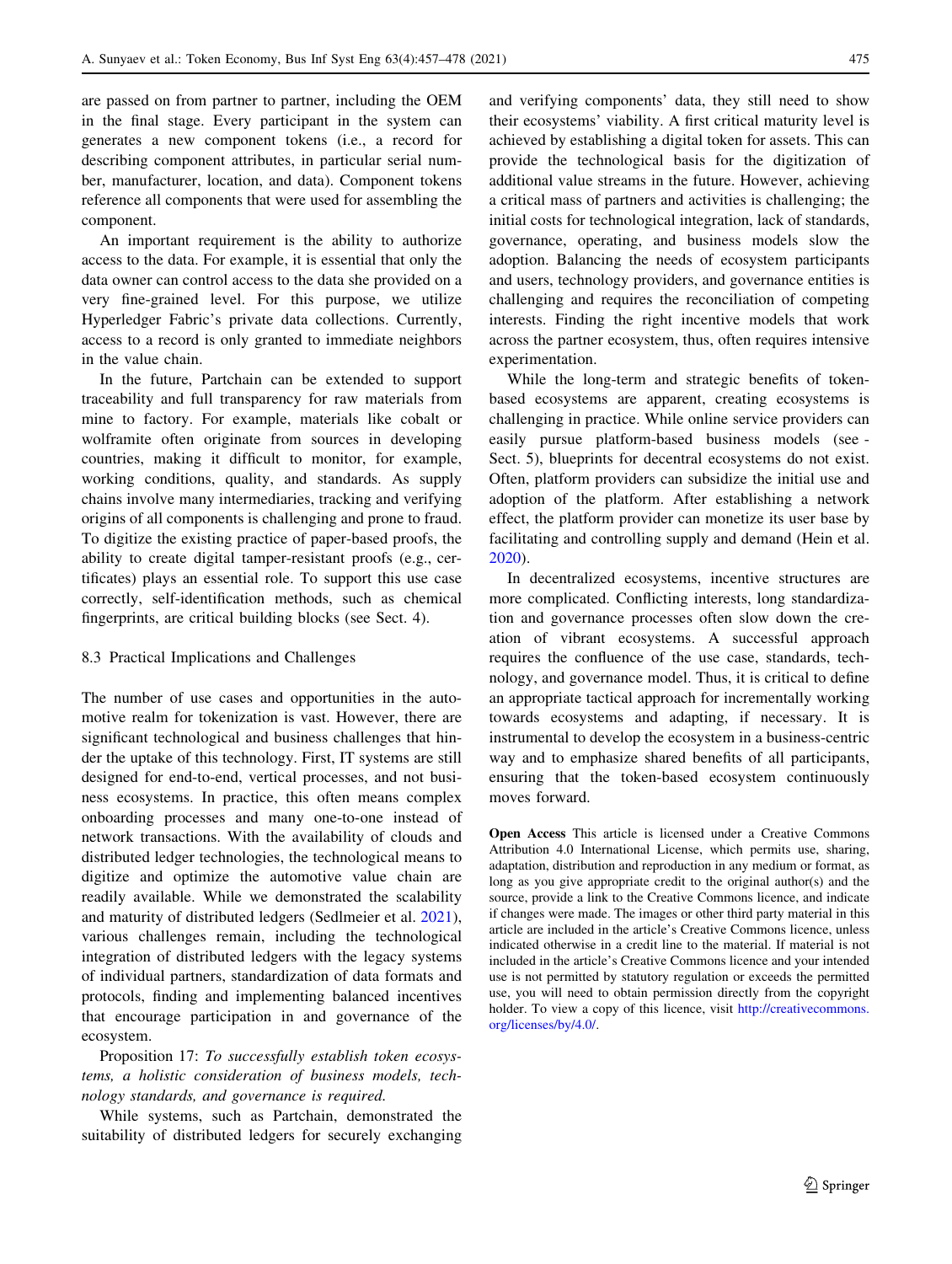are passed on from partner to partner, including the OEM in the final stage. Every participant in the system can generates a new component tokens (i.e., a record for describing component attributes, in particular serial number, manufacturer, location, and data). Component tokens reference all components that were used for assembling the component.

An important requirement is the ability to authorize access to the data. For example, it is essential that only the data owner can control access to the data she provided on a very fine-grained level. For this purpose, we utilize Hyperledger Fabric's private data collections. Currently, access to a record is only granted to immediate neighbors in the value chain.

In the future, Partchain can be extended to support traceability and full transparency for raw materials from mine to factory. For example, materials like cobalt or wolframite often originate from sources in developing countries, making it difficult to monitor, for example, working conditions, quality, and standards. As supply chains involve many intermediaries, tracking and verifying origins of all components is challenging and prone to fraud. To digitize the existing practice of paper-based proofs, the ability to create digital tamper-resistant proofs (e.g., certificates) plays an essential role. To support this use case correctly, self-identification methods, such as chemical fingerprints, are critical building blocks (see Sect. 4).

### 8.3 Practical Implications and Challenges

The number of use cases and opportunities in the automotive realm for tokenization is vast. However, there are significant technological and business challenges that hinder the uptake of this technology. First, IT systems are still designed for end-to-end, vertical processes, and not business ecosystems. In practice, this often means complex onboarding processes and many one-to-one instead of network transactions. With the availability of clouds and distributed ledger technologies, the technological means to digitize and optimize the automotive value chain are readily available. While we demonstrated the scalability and maturity of distributed ledgers (Sedlmeier et al. 2021), various challenges remain, including the technological integration of distributed ledgers with the legacy systems of individual partners, standardization of data formats and protocols, finding and implementing balanced incentives that encourage participation in and governance of the ecosystem.

Proposition 17: *To successfully establish token ecosystems, a holistic consideration of business models, technology standards, and governance is required.*

While systems, such as Partchain, demonstrated the suitability of distributed ledgers for securely exchanging and verifying components' data, they still need to show their ecosystems' viability. A first critical maturity level is achieved by establishing a digital token for assets. This can provide the technological basis for the digitization of additional value streams in the future. However, achieving a critical mass of partners and activities is challenging; the initial costs for technological integration, lack of standards, governance, operating, and business models slow the adoption. Balancing the needs of ecosystem participants and users, technology providers, and governance entities is challenging and requires the reconciliation of competing interests. Finding the right incentive models that work across the partner ecosystem, thus, often requires intensive experimentation.

While the long-term and strategic benefits of token-based ecosystems are apparent, creating ecosystems is challenging in practice. While online service providers can easily pursue platform-based business models (see Sect. 5), blueprints for decentral ecosystems do not exist. Often, platform providers can subsidize the initial use and adoption of the platform. After establishing a network effect, the platform provider can monetize its user base by facilitating and controlling supply and demand (Hein et al. 2020).

In decentralized ecosystems, incentive structures are more complicated. Conflicting interests, long standardization and governance processes often slow down the creation of vibrant ecosystems. A successful approach requires the confluence of the use case, standards, technology, and governance model. Thus, it is critical to define an appropriate tactical approach for incrementally working towards ecosystems and adapting, if necessary. It is instrumental to develop the ecosystem in a business-centric way and to emphasize shared benefits of all participants, ensuring that the token-based ecosystem continuously moves forward.

**Open Access** This article is licensed under a Creative Commons Attribution 4.0 International License, which permits use, sharing, adaptation, distribution and reproduction in any medium or format, as long as you give appropriate credit to the original author(s) and the source, provide a link to the Creative Commons licence, and indicate if changes were made. The images or other third party material in this article are included in the article's Creative Commons licence, unless indicated otherwise in a credit line to the material. If material is not included in the article's Creative Commons licence and your intended use is not permitted by statutory regulation or exceeds the permitted use, you will need to obtain permission directly from the copyright holder. To view a copy of this licence, visit http://creativecommons.org/licenses/by/4.0/.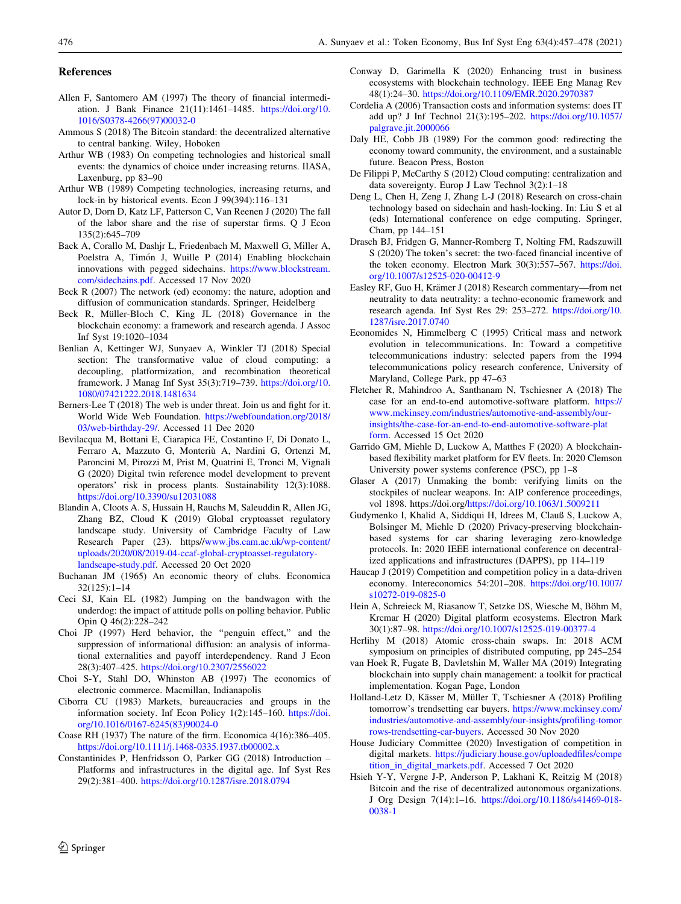## References

Allen F, Santomero AM (1997) The theory of financial intermediation. J Bank Finance 21(11):1461–1485. https://doi.org/10.1016/S0378-4266(97)00032-0

Ammous S (2018) The Bitcoin standard: the decentralized alternative to central banking. Wiley, Hoboken

Arthur WB (1983) On competing technologies and historical small events: the dynamics of choice under increasing returns. IIASA, Laxenburg, pp 83–90

Arthur WB (1989) Competing technologies, increasing returns, and lock-in by historical events. Econ J 99(394):116–131

Autor D, Dorn D, Katz LF, Patterson C, Van Reenen J (2020) The fall of the labor share and the rise of superstar firms. Q J Econ 135(2):645–709

Back A, Corallo M, Dashjr L, Friedenbach M, Maxwell G, Miller A, Poelstra A, Timón J, Wuille P (2014) Enabling blockchain innovations with pegged sidechains. https://www.blockstream.com/sidechains.pdf. Accessed 17 Nov 2020

Beck R (2007) The network (ed) economy: the nature, adoption and diffusion of communication standards. Springer, Heidelberg

Beck R, Müller-Bloch C, King JL (2018) Governance in the blockchain economy: a framework and research agenda. J Assoc Inf Syst 19:1020–1034

Benlian A, Kettinger WJ, Sunyaev A, Winkler TJ (2018) Special section: The transformative value of cloud computing: a decoupling, platformization, and recombination theoretical framework. J Manag Inf Syst 35(3):719–739. https://doi.org/10.1080/07421222.2018.1481634

Berners-Lee T (2018) The web is under threat. Join us and fight for it. World Wide Web Foundation. https://webfoundation.org/2018/03/web-birthday-29/. Accessed 11 Dec 2020

Bevilacqua M, Bottani E, Ciarapica FE, Costantino F, Di Donato L, Ferraro A, Mazzuto G, Monteriù A, Nardini G, Ortenzi M, Paroncini M, Pirozzi M, Prist M, Quatrini E, Tronci M, Vignali G (2020) Digital twin reference model development to prevent operators' risk in process plants. Sustainability 12(3):1088. https://doi.org/10.3390/su12031088

Blandin A, Cloots A. S, Hussain H, Rauchs M, Saleuddin R, Allen JG, Zhang BZ, Cloud K (2019) Global cryptoasset regulatory landscape study. University of Cambridge Faculty of Law Research Paper (23). https//www.jbs.cam.ac.uk/wp-content/uploads/2020/08/2019-04-ccaf-global-cryptoasset-regulatory-landscape-study.pdf. Accessed 20 Oct 2020

Buchanan JM (1965) An economic theory of clubs. Economica 32(125):1–14

Ceci SJ, Kain EL (1982) Jumping on the bandwagon with the underdog: the impact of attitude polls on polling behavior. Public Opin Q 46(2):228–242

Choi JP (1997) Herd behavior, the "penguin effect," and the suppression of informational diffusion: an analysis of informational externalities and payoff interdependency. Rand J Econ 28(3):407–425. https://doi.org/10.2307/2556022

Choi S-Y, Stahl DO, Whinston AB (1997) The economics of electronic commerce. Macmillan, Indianapolis

Ciborra CU (1983) Markets, bureaucracies and groups in the information society. Inf Econ Policy 1(2):145–160. https://doi.org/10.1016/0167-6245(83)90024-0

Coase RH (1937) The nature of the firm. Economica 4(16):386–405. https://doi.org/10.1111/j.1468-0335.1937.tb00002.x

Constantinides P, Henfridsson O, Parker GG (2018) Introduction – Platforms and infrastructures in the digital age. Inf Syst Res 29(2):381–400. https://doi.org/10.1287/isre.2018.0794

Conway D, Garimella K (2020) Enhancing trust in business ecosystems with blockchain technology. IEEE Eng Manag Rev 48(1):24–30. https://doi.org/10.1109/EMR.2020.2970387

Cordelia A (2006) Transaction costs and information systems: does IT add up? J Inf Technol 21(3):195–202. https://doi.org/10.1057/palgrave.jit.2000066

Daly HE, Cobb JB (1989) For the common good: redirecting the economy toward community, the environment, and a sustainable future. Beacon Press, Boston

De Filippi P, McCarthy S (2012) Cloud computing: centralization and data sovereignty. Europ J Law Technol 3(2):1–18

Deng L, Chen H, Zeng J, Zhang L-J (2018) Research on cross-chain technology based on sidechain and hash-locking. In: Liu S et al (eds) International conference on edge computing. Springer, Cham, pp 144–151

Drasch BJ, Fridgen G, Manner-Romberg T, Nolting FM, Radszuwill S (2020) The token's secret: the two-faced financial incentive of the token economy. Electron Mark 30(3):557–567. https://doi.org/10.1007/s12525-020-00412-9

Easley RF, Guo H, Krämer J (2018) Research commentary—from net neutrality to data neutrality: a techno-economic framework and research agenda. Inf Syst Res 29: 253–272. https://doi.org/10.1287/isre.2017.0740

Economides N, Himmelberg C (1995) Critical mass and network evolution in telecommunications. In: Toward a competitive telecommunications industry: selected papers from the 1994 telecommunications policy research conference, University of Maryland, College Park, pp 47–63

Fletcher R, Mahindroo A, Santhanam N, Tschiesner A (2018) The case for an end-to-end automotive-software platform. https://www.mckinsey.com/industries/automotive-and-assembly/our-insights/the-case-for-an-end-to-end-automotive-software-platform. Accessed 15 Oct 2020

Garrido GM, Miehle D, Luckow A, Matthes F (2020) A blockchain-based flexibility market platform for EV fleets. In: 2020 Clemson University power systems conference (PSC), pp 1–8

Glaser A (2017) Unmaking the bomb: verifying limits on the stockpiles of nuclear weapons. In: AIP conference proceedings, vol 1898. https://doi.org/https://doi.org/10.1063/1.5009211

Gudymenko I, Khalid A, Siddiqui H, Idrees M, Clauß S, Luckow A, Bolsinger M, Miehle D (2020) Privacy-preserving blockchain-based systems for car sharing leveraging zero-knowledge protocols. In: 2020 IEEE international conference on decentralized applications and infrastructures (DAPPS), pp 114–119

Haucap J (2019) Competition and competition policy in a data-driven economy. Intereconomics 54:201–208. https://doi.org/10.1007/s10272-019-0825-0

Hein A, Schreieck M, Riasanow T, Setzke DS, Wiesche M, Böhm M, Krcmar H (2020) Digital platform ecosystems. Electron Mark 30(1):87–98. https://doi.org/10.1007/s12525-019-00377-4

Herlihy M (2018) Atomic cross-chain swaps. In: 2018 ACM symposium on principles of distributed computing, pp 245–254

van Hoek R, Fugate B, Davletshin M, Waller MA (2019) Integrating blockchain into supply chain management: a toolkit for practical implementation. Kogan Page, London

Holland-Letz D, Kässer M, Müller T, Tschiesner A (2018) Profiling tomorrow's trendsetting car buyers. https://www.mckinsey.com/industries/automotive-and-assembly/our-insights/profiling-tomorrows-trendsetting-car-buyers. Accessed 30 Nov 2020

House Judiciary Committee (2020) Investigation of competition in digital markets. https://judiciary.house.gov/uploadedfiles/competition_in_digital_markets.pdf. Accessed 7 Oct 2020

Hsieh Y-Y, Vergne J-P, Anderson P, Lakhani K, Reitzig M (2018) Bitcoin and the rise of decentralized autonomous organizations. J Org Design 7(14):1–16. https://doi.org/10.1186/s41469-018-0038-1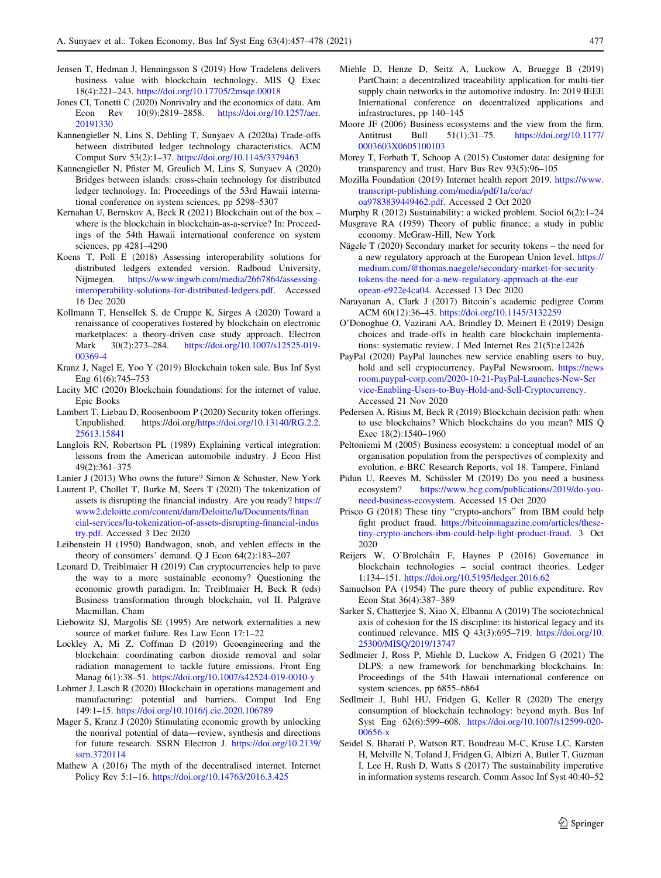Jensen T, Hedman J, Henningsson S (2019) How Tradelens delivers business value with blockchain technology. MIS Q Exec 18(4):221–243. https://doi.org/10.17705/2msqe.00018

Jones CI, Tonetti C (2020) Nonrivalry and the economics of data. Am Econ Rev 10(9):2819–2858. https://doi.org/10.1257/aer.20191330

Kannengießer N, Lins S, Dehling T, Sunyaev A (2020a) Trade-offs between distributed ledger technology characteristics. ACM Comput Surv 53(2):1–37. https://doi.org/10.1145/3379463

Kannengießer N, Pfister M, Greulich M, Lins S, Sunyaev A (2020) Bridges between islands: cross-chain technology for distributed ledger technology. In: Proceedings of the 53rd Hawaii international conference on system sciences, pp 5298–5307

Kernahan U, Bernskov A, Beck R (2021) Blockchain out of the box – where is the blockchain in blockchain-as-a-service? In: Proceedings of the 54th Hawaii international conference on system sciences, pp 4281–4290

Koens T, Poll E (2018) Assessing interoperability solutions for distributed ledgers extended version. Radboud University, Nijmegen. https://www.ingwb.com/media/2667864/assessing-interoperability-solutions-for-distributed-ledgers.pdf. Accessed 16 Dec 2020

Kollmann T, Hensellek S, de Cruppe K, Sirges A (2020) Toward a renaissance of cooperatives fostered by blockchain on electronic marketplaces: a theory-driven case study approach. Electron Mark 30(2):273–284. https://doi.org/10.1007/s12525-019-00369-4

Kranz J, Nagel E, Yoo Y (2019) Blockchain token sale. Bus Inf Syst Eng 61(6):745–753

Lacity MC (2020) Blockchain foundations: for the internet of value. Epic Books

Lambert T, Liebau D, Roosenboom P (2020) Security token offerings. Unpublished. https://doi.org/https://doi.org/10.13140/RG.2.2.25613.15841

Langlois RN, Robertson PL (1989) Explaining vertical integration: lessons from the American automobile industry. J Econ Hist 49(2):361–375

Lanier J (2013) Who owns the future? Simon & Schuster, New York

Laurent P, Chollet T, Burke M, Seers T (2020) The tokenization of assets is disrupting the financial industry. Are you ready? https://www2.deloitte.com/content/dam/Deloitte/lu/Documents/financial-services/lu-tokenization-of-assets-disrupting-financial-industry.pdf. Accessed 3 Dec 2020

Leibenstein H (1950) Bandwagon, snob, and veblen effects in the theory of consumers' demand. Q J Econ 64(2):183–207

Leonard D, Treiblmaier H (2019) Can cryptocurrencies help to pave the way to a more sustainable economy? Questioning the economic growth paradigm. In: Treiblmaier H, Beck R (eds) Business transformation through blockchain, vol II. Palgrave Macmillan, Cham

Liebowitz SJ, Margolis SE (1995) Are network externalities a new source of market failure. Res Law Econ 17:1–22

Lockley A, Mi Z, Coffman D (2019) Geoengineering and the blockchain: coordinating carbon dioxide removal and solar radiation management to tackle future emissions. Front Eng Manag 6(1):38–51. https://doi.org/10.1007/s42524-019-0010-y

Lohmer J, Lasch R (2020) Blockchain in operations management and manufacturing: potential and barriers. Comput Ind Eng 149:1–15. https://doi.org/10.1016/j.cie.2020.106789

Mager S, Kranz J (2020) Stimulating economic growth by unlocking the nonrival potential of data—review, synthesis and directions for future research. SSRN Electron J. https://doi.org/10.2139/ssrn.3720114

Mathew A (2016) The myth of the decentralised internet. Internet Policy Rev 5:1–16. https://doi.org/10.14763/2016.3.425

Miehle D, Henze D, Seitz A, Luckow A, Bruegge B (2019) PartChain: a decentralized traceability application for multi-tier supply chain networks in the automotive industry. In: 2019 IEEE International conference on decentralized applications and infrastructures, pp 140–145

Moore JF (2006) Business ecosystems and the view from the firm. Antitrust Bull 51(1):31–75. https://doi.org/10.1177/0003603X0605100103

Morey T, Forbath T, Schoop A (2015) Customer data: designing for transparency and trust. Harv Bus Rev 93(5):96–105

Mozilla Foundation (2019) Internet health report 2019. https://www.transcript-publishing.com/media/pdf/1a/ce/ac/oa9783839449462.pdf. Accessed 2 Oct 2020

Murphy R (2012) Sustainability: a wicked problem. Sociol 6(2):1–24

Musgrave RA (1959) Theory of public finance; a study in public economy. McGraw-Hill, New York

Nägele T (2020) Secondary market for security tokens – the need for a new regulatory approach at the European Union level. https://medium.com/@thomas.naegele/secondary-market-for-security-tokens-the-need-for-a-new-regulatory-approach-at-the-european-e922e4ca04. Accessed 13 Dec 2020

Narayanan A, Clark J (2017) Bitcoin's academic pedigree Comm ACM 60(12):36–45. https://doi.org/10.1145/3132259

O'Donoghue O, Vazirani AA, Brindley D, Meinert E (2019) Design choices and trade-offs in health care blockchain implementations: systematic review. J Med Internet Res 21(5):e12426

PayPal (2020) PayPal launches new service enabling users to buy, hold and sell cryptocurrency. PayPal Newsroom. https://newsroom.paypal-corp.com/2020-10-21-PayPal-Launches-New-Service-Enabling-Users-to-Buy-Hold-and-Sell-Cryptocurrency. Accessed 21 Nov 2020

Pedersen A, Risius M, Beck R (2019) Blockchain decision path: when to use blockchains? Which blockchains do you mean? MIS Q Exec 18(2):1540–1960

Peltoniemi M (2005) Business ecosystem: a conceptual model of an organisation population from the perspectives of complexity and evolution, e-BRC Research Reports, vol 18. Tampere, Finland

Pidun U, Reeves M, Schüssler M (2019) Do you need a business ecosystem? https://www.bcg.com/publications/2019/do-you-need-business-ecosystem. Accessed 15 Oct 2020

Prisco G (2018) These tiny "crypto-anchors" from IBM could help fight product fraud. https://bitcoinmagazine.com/articles/these-tiny-crypto-anchors-ibm-could-help-fight-product-fraud. 3 Oct 2020

Reijers W, O'Brolcháin F, Haynes P (2016) Governance in blockchain technologies – social contract theories. Ledger 1:134–151. https://doi.org/10.5195/ledger.2016.62

Samuelson PA (1954) The pure theory of public expenditure. Rev Econ Stat 36(4):387–389

Sarker S, Chatterjee S, Xiao X, Elbanna A (2019) The sociotechnical axis of cohesion for the IS discipline: its historical legacy and its continued relevance. MIS Q 43(3):695–719. https://doi.org/10.25300/MISQ/2019/13747

Sedlmeier J, Ross P, Miehle D, Luckow A, Fridgen G (2021) The DLPS: a new framework for benchmarking blockchains. In: Proceedings of the 54th Hawaii international conference on system sciences, pp 6855–6864

Sedlmeir J, Buhl HU, Fridgen G, Keller R (2020) The energy consumption of blockchain technology: beyond myth. Bus Inf Syst Eng 62(6):599–608. https://doi.org/10.1007/s12599-020-00656-x

Seidel S, Bharati P, Watson RT, Boudreau M-C, Kruse LC, Karsten H, Melville N, Toland J, Fridgen G, Albizri A, Butler T, Guzman I, Lee H, Rush D, Watts S (2017) The sustainability imperative in information systems research. Comm Assoc Inf Syst 40:40–52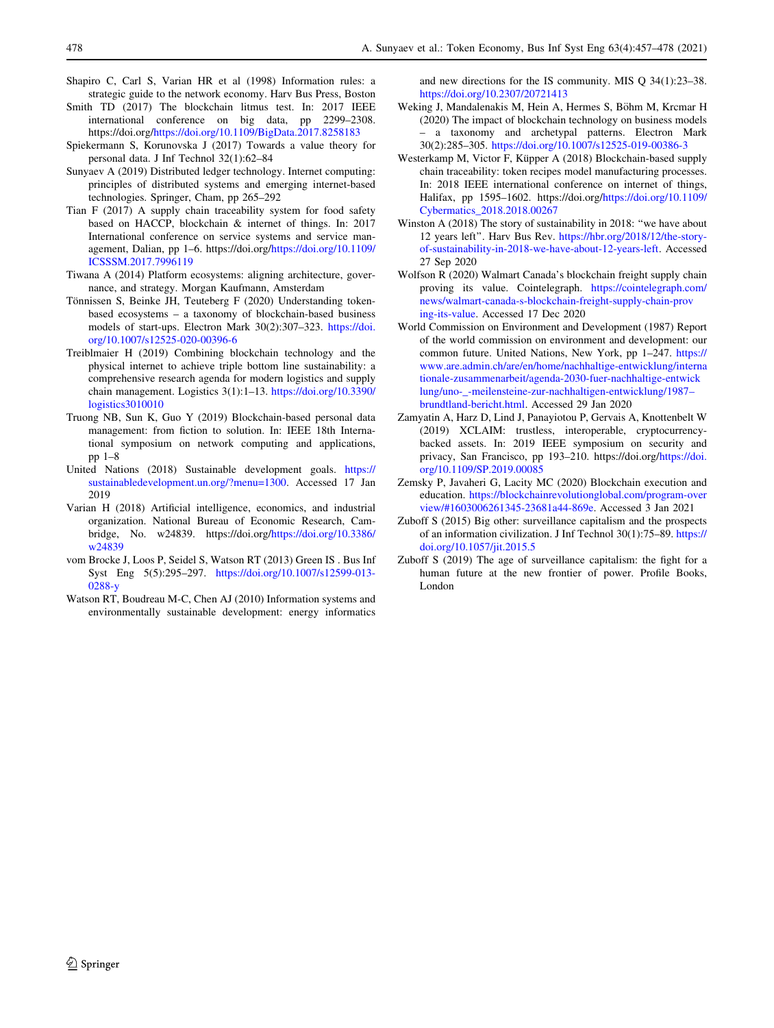Shapiro C, Carl S, Varian HR et al (1998) Information rules: a strategic guide to the network economy. Harv Bus Press, Boston

Smith TD (2017) The blockchain litmus test. In: 2017 IEEE international conference on big data, pp 2299–2308. https://doi.org/https://doi.org/10.1109/BigData.2017.8258183

Spiekermann S, Korunovska J (2017) Towards a value theory for personal data. J Inf Technol 32(1):62–84

Sunyaev A (2019) Distributed ledger technology. Internet computing: principles of distributed systems and emerging internet-based technologies. Springer, Cham, pp 265–292

Tian F (2017) A supply chain traceability system for food safety based on HACCP, blockchain & internet of things. In: 2017 International conference on service systems and service management, Dalian, pp 1–6. https://doi.org/https://doi.org/10.1109/ICSSSM.2017.7996119

Tiwana A (2014) Platform ecosystems: aligning architecture, governance, and strategy. Morgan Kaufmann, Amsterdam

Tönnissen S, Beinke JH, Teuteberg F (2020) Understanding token-based ecosystems – a taxonomy of blockchain-based business models of start-ups. Electron Mark 30(2):307–323. https://doi.org/10.1007/s12525-020-00396-6

Treiblmaier H (2019) Combining blockchain technology and the physical internet to achieve triple bottom line sustainability: a comprehensive research agenda for modern logistics and supply chain management. Logistics 3(1):1–13. https://doi.org/10.3390/logistics3010010

Truong NB, Sun K, Guo Y (2019) Blockchain-based personal data management: from fiction to solution. In: IEEE 18th International symposium on network computing and applications, pp 1–8

United Nations (2018) Sustainable development goals. https://sustainabledevelopment.un.org/?menu=1300. Accessed 17 Jan 2019

Varian H (2018) Artificial intelligence, economics, and industrial organization. National Bureau of Economic Research, Cambridge, No. w24839. https://doi.org/https://doi.org/10.3386/w24839

vom Brocke J, Loos P, Seidel S, Watson RT (2013) Green IS . Bus Inf Syst Eng 5(5):295–297. https://doi.org/10.1007/s12599-013-0288-y

Watson RT, Boudreau M-C, Chen AJ (2010) Information systems and environmentally sustainable development: energy informatics and new directions for the IS community. MIS Q 34(1):23–38. https://doi.org/10.2307/20721413

Weking J, Mandalenakis M, Hein A, Hermes S, Böhm M, Krcmar H (2020) The impact of blockchain technology on business models – a taxonomy and archetypal patterns. Electron Mark 30(2):285–305. https://doi.org/10.1007/s12525-019-00386-3

Westerkamp M, Victor F, Küpper A (2018) Blockchain-based supply chain traceability: token recipes model manufacturing processes. In: 2018 IEEE international conference on internet of things, Halifax, pp 1595–1602. https://doi.org/https://doi.org/10.1109/Cybermatics_2018.2018.00267

Winston A (2018) The story of sustainability in 2018: "we have about 12 years left". Harv Bus Rev. https://hbr.org/2018/12/the-story-of-sustainability-in-2018-we-have-about-12-years-left. Accessed 27 Sep 2020

Wolfson R (2020) Walmart Canada's blockchain freight supply chain proving its value. Cointelegraph. https://cointelegraph.com/news/walmart-canada-s-blockchain-freight-supply-chain-proving-its-value. Accessed 17 Dec 2020

World Commission on Environment and Development (1987) Report of the world commission on environment and development: our common future. United Nations, New York, pp 1–247. https://www.are.admin.ch/are/en/home/nachhaltige-entwicklung/internationale-zusammenarbeit/agenda-2030-fuer-nachhaltige-entwicklung/uno-_-meilensteine-zur-nachhaltigen-entwicklung/1987–brundtland-bericht.html. Accessed 29 Jan 2020

Zamyatin A, Harz D, Lind J, Panayiotou P, Gervais A, Knottenbelt W (2019) XCLAIM: trustless, interoperable, cryptocurrency-backed assets. In: 2019 IEEE symposium on security and privacy, San Francisco, pp 193–210. https://doi.org/https://doi.org/10.1109/SP.2019.00085

Zemsky P, Javaheri G, Lacity MC (2020) Blockchain execution and education. https://blockchainrevolutionglobal.com/program-overview/#1603006261345-23681a44-869e. Accessed 3 Jan 2021

Zuboff S (2015) Big other: surveillance capitalism and the prospects of an information civilization. J Inf Technol 30(1):75–89. https://doi.org/10.1057/jit.2015.5

Zuboff S (2019) The age of surveillance capitalism: the fight for a human future at the new frontier of power. Profile Books, London